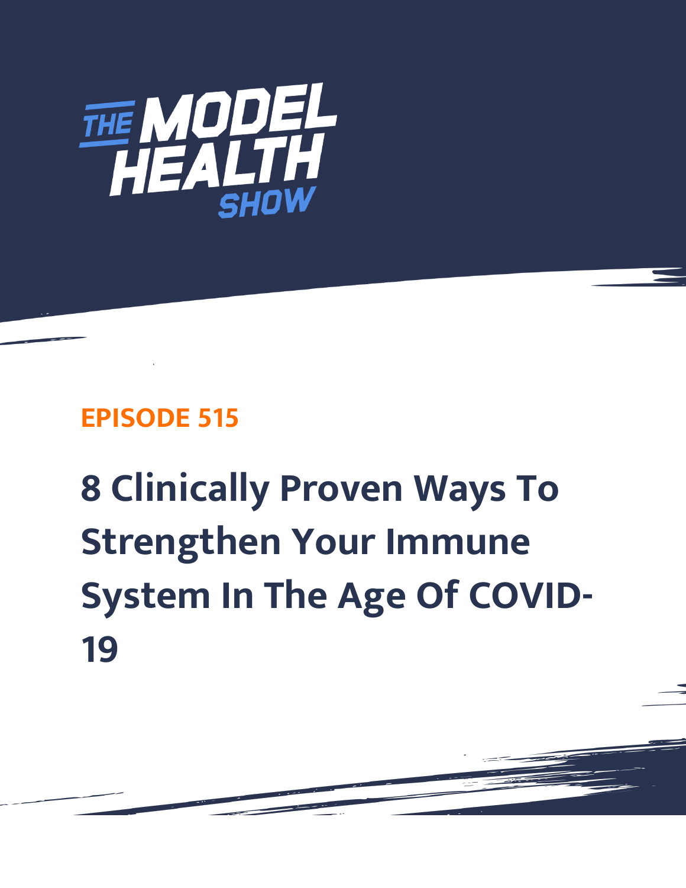# THE MODEL HEALTH SHOW

**EPISODE 515**

## 8 Clinically Proven Ways To Strengthen Your Immune System In The Age Of COVID-19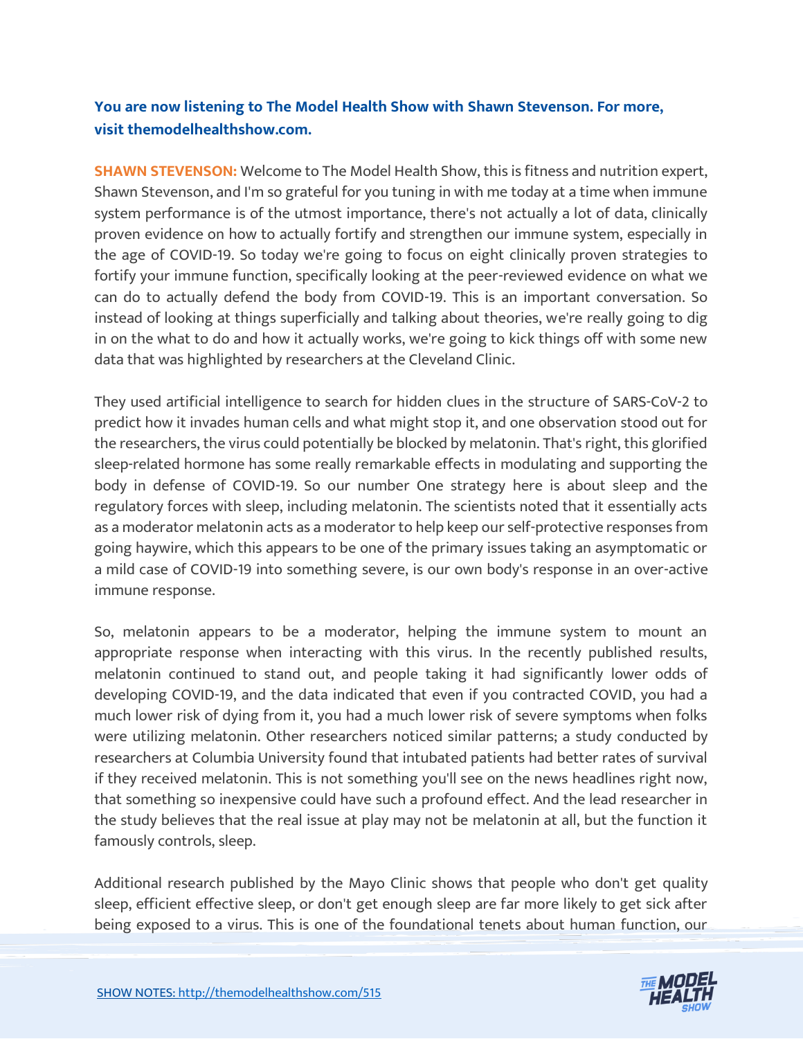**You are now listening to The Model Health Show with Shawn Stevenson. For more, visit themodelhealthshow.com.**

**SHAWN STEVENSON:** Welcome to The Model Health Show, this is fitness and nutrition expert, Shawn Stevenson, and I'm so grateful for you tuning in with me today at a time when immune system performance is of the utmost importance, there's not actually a lot of data, clinically proven evidence on how to actually fortify and strengthen our immune system, especially in the age of COVID-19. So today we're going to focus on eight clinically proven strategies to fortify your immune function, specifically looking at the peer-reviewed evidence on what we can do to actually defend the body from COVID-19. This is an important conversation. So instead of looking at things superficially and talking about theories, we're really going to dig in on the what to do and how it actually works, we're going to kick things off with some new data that was highlighted by researchers at the Cleveland Clinic.

They used artificial intelligence to search for hidden clues in the structure of SARS-CoV-2 to predict how it invades human cells and what might stop it, and one observation stood out for the researchers, the virus could potentially be blocked by melatonin. That's right, this glorified sleep-related hormone has some really remarkable effects in modulating and supporting the body in defense of COVID-19. So our number One strategy here is about sleep and the regulatory forces with sleep, including melatonin. The scientists noted that it essentially acts as a moderator melatonin acts as a moderator to help keep our self-protective responses from going haywire, which this appears to be one of the primary issues taking an asymptomatic or a mild case of COVID-19 into something severe, is our own body's response in an over-active immune response.

So, melatonin appears to be a moderator, helping the immune system to mount an appropriate response when interacting with this virus. In the recently published results, melatonin continued to stand out, and people taking it had significantly lower odds of developing COVID-19, and the data indicated that even if you contracted COVID, you had a much lower risk of dying from it, you had a much lower risk of severe symptoms when folks were utilizing melatonin. Other researchers noticed similar patterns; a study conducted by researchers at Columbia University found that intubated patients had better rates of survival if they received melatonin. This is not something you'll see on the news headlines right now, that something so inexpensive could have such a profound effect. And the lead researcher in the study believes that the real issue at play may not be melatonin at all, but the function it famously controls, sleep.

Additional research published by the Mayo Clinic shows that people who don't get quality sleep, efficient effective sleep, or don't get enough sleep are far more likely to get sick after being exposed to a virus. This is one of the foundational tenets about human function, our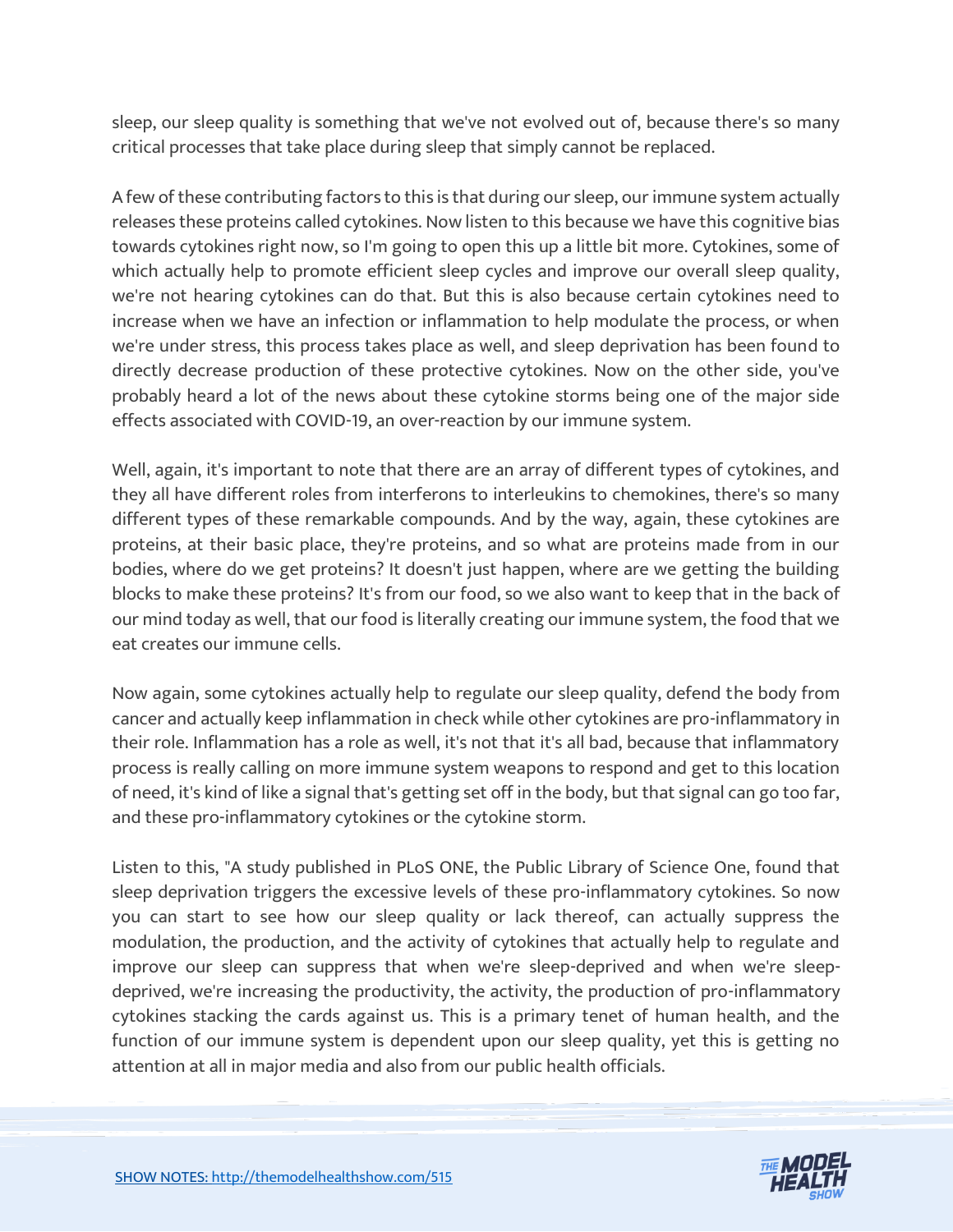sleep, our sleep quality is something that we've not evolved out of, because there's so many critical processes that take place during sleep that simply cannot be replaced.

A few of these contributing factors to this is that during our sleep, our immune system actually releases these proteins called cytokines. Now listen to this because we have this cognitive bias towards cytokines right now, so I'm going to open this up a little bit more. Cytokines, some of which actually help to promote efficient sleep cycles and improve our overall sleep quality, we're not hearing cytokines can do that. But this is also because certain cytokines need to increase when we have an infection or inflammation to help modulate the process, or when we're under stress, this process takes place as well, and sleep deprivation has been found to directly decrease production of these protective cytokines. Now on the other side, you've probably heard a lot of the news about these cytokine storms being one of the major side effects associated with COVID-19, an over-reaction by our immune system.

Well, again, it's important to note that there are an array of different types of cytokines, and they all have different roles from interferons to interleukins to chemokines, there's so many different types of these remarkable compounds. And by the way, again, these cytokines are proteins, at their basic place, they're proteins, and so what are proteins made from in our bodies, where do we get proteins? It doesn't just happen, where are we getting the building blocks to make these proteins? It's from our food, so we also want to keep that in the back of our mind today as well, that our food is literally creating our immune system, the food that we eat creates our immune cells.

Now again, some cytokines actually help to regulate our sleep quality, defend the body from cancer and actually keep inflammation in check while other cytokines are pro-inflammatory in their role. Inflammation has a role as well, it's not that it's all bad, because that inflammatory process is really calling on more immune system weapons to respond and get to this location of need, it's kind of like a signal that's getting set off in the body, but that signal can go too far, and these pro-inflammatory cytokines or the cytokine storm.

Listen to this, "A study published in PLoS ONE, the Public Library of Science One, found that sleep deprivation triggers the excessive levels of these pro-inflammatory cytokines. So now you can start to see how our sleep quality or lack thereof, can actually suppress the modulation, the production, and the activity of cytokines that actually help to regulate and improve our sleep can suppress that when we're sleep-deprived and when we're sleep-deprived, we're increasing the productivity, the activity, the production of pro-inflammatory cytokines stacking the cards against us. This is a primary tenet of human health, and the function of our immune system is dependent upon our sleep quality, yet this is getting no attention at all in major media and also from our public health officials.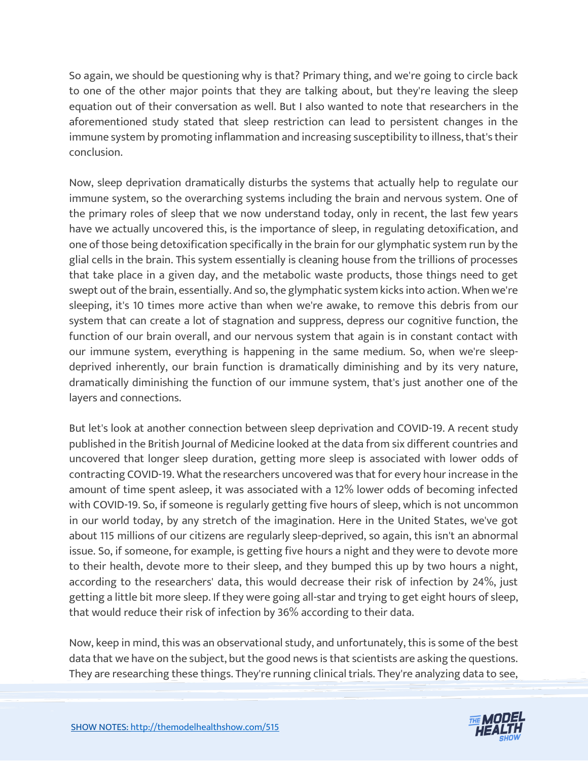So again, we should be questioning why is that? Primary thing, and we're going to circle back to one of the other major points that they are talking about, but they're leaving the sleep equation out of their conversation as well. But I also wanted to note that researchers in the aforementioned study stated that sleep restriction can lead to persistent changes in the immune system by promoting inflammation and increasing susceptibility to illness, that's their conclusion.

Now, sleep deprivation dramatically disturbs the systems that actually help to regulate our immune system, so the overarching systems including the brain and nervous system. One of the primary roles of sleep that we now understand today, only in recent, the last few years have we actually uncovered this, is the importance of sleep, in regulating detoxification, and one of those being detoxification specifically in the brain for our glymphatic system run by the glial cells in the brain. This system essentially is cleaning house from the trillions of processes that take place in a given day, and the metabolic waste products, those things need to get swept out of the brain, essentially. And so, the glymphatic system kicks into action. When we're sleeping, it's 10 times more active than when we're awake, to remove this debris from our system that can create a lot of stagnation and suppress, depress our cognitive function, the function of our brain overall, and our nervous system that again is in constant contact with our immune system, everything is happening in the same medium. So, when we're sleep-deprived inherently, our brain function is dramatically diminishing and by its very nature, dramatically diminishing the function of our immune system, that's just another one of the layers and connections.

But let's look at another connection between sleep deprivation and COVID-19. A recent study published in the British Journal of Medicine looked at the data from six different countries and uncovered that longer sleep duration, getting more sleep is associated with lower odds of contracting COVID-19. What the researchers uncovered was that for every hour increase in the amount of time spent asleep, it was associated with a 12% lower odds of becoming infected with COVID-19. So, if someone is regularly getting five hours of sleep, which is not uncommon in our world today, by any stretch of the imagination. Here in the United States, we've got about 115 millions of our citizens are regularly sleep-deprived, so again, this isn't an abnormal issue. So, if someone, for example, is getting five hours a night and they were to devote more to their health, devote more to their sleep, and they bumped this up by two hours a night, according to the researchers' data, this would decrease their risk of infection by 24%, just getting a little bit more sleep. If they were going all-star and trying to get eight hours of sleep, that would reduce their risk of infection by 36% according to their data.

Now, keep in mind, this was an observational study, and unfortunately, this is some of the best data that we have on the subject, but the good news is that scientists are asking the questions. They are researching these things. They're running clinical trials. They're analyzing data to see,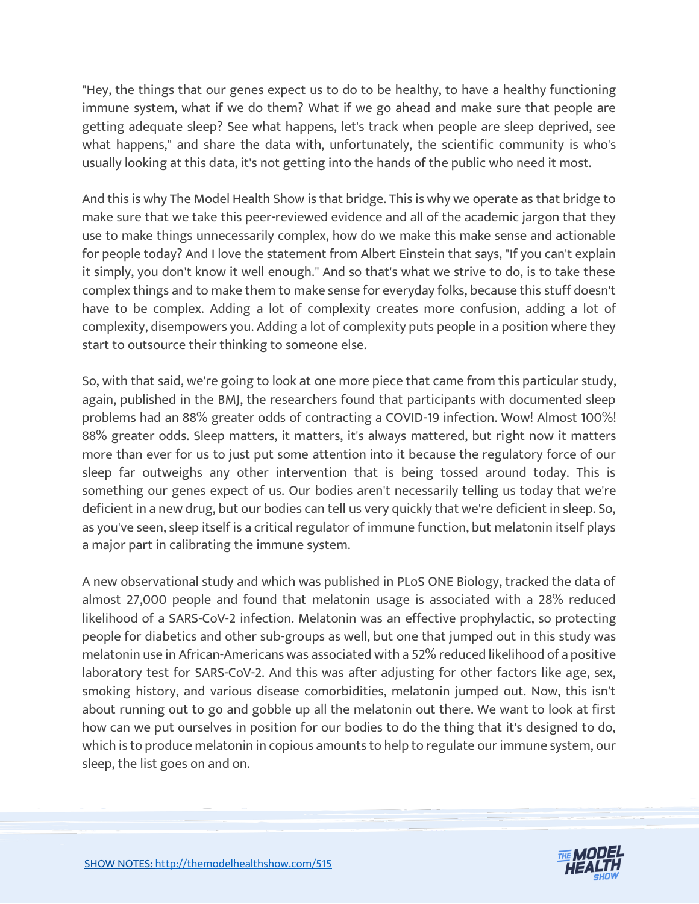"Hey, the things that our genes expect us to do to be healthy, to have a healthy functioning immune system, what if we do them? What if we go ahead and make sure that people are getting adequate sleep? See what happens, let's track when people are sleep deprived, see what happens," and share the data with, unfortunately, the scientific community is who's usually looking at this data, it's not getting into the hands of the public who need it most.

And this is why The Model Health Show is that bridge. This is why we operate as that bridge to make sure that we take this peer-reviewed evidence and all of the academic jargon that they use to make things unnecessarily complex, how do we make this make sense and actionable for people today? And I love the statement from Albert Einstein that says, "If you can't explain it simply, you don't know it well enough." And so that's what we strive to do, is to take these complex things and to make them to make sense for everyday folks, because this stuff doesn't have to be complex. Adding a lot of complexity creates more confusion, adding a lot of complexity, disempowers you. Adding a lot of complexity puts people in a position where they start to outsource their thinking to someone else.

So, with that said, we're going to look at one more piece that came from this particular study, again, published in the BMJ, the researchers found that participants with documented sleep problems had an 88% greater odds of contracting a COVID-19 infection. Wow! Almost 100%! 88% greater odds. Sleep matters, it matters, it's always mattered, but right now it matters more than ever for us to just put some attention into it because the regulatory force of our sleep far outweighs any other intervention that is being tossed around today. This is something our genes expect of us. Our bodies aren't necessarily telling us today that we're deficient in a new drug, but our bodies can tell us very quickly that we're deficient in sleep. So, as you've seen, sleep itself is a critical regulator of immune function, but melatonin itself plays a major part in calibrating the immune system.

A new observational study and which was published in PLoS ONE Biology, tracked the data of almost 27,000 people and found that melatonin usage is associated with a 28% reduced likelihood of a SARS-CoV-2 infection. Melatonin was an effective prophylactic, so protecting people for diabetics and other sub-groups as well, but one that jumped out in this study was melatonin use in African-Americans was associated with a 52% reduced likelihood of a positive laboratory test for SARS-CoV-2. And this was after adjusting for other factors like age, sex, smoking history, and various disease comorbidities, melatonin jumped out. Now, this isn't about running out to go and gobble up all the melatonin out there. We want to look at first how can we put ourselves in position for our bodies to do the thing that it's designed to do, which is to produce melatonin in copious amounts to help to regulate our immune system, our sleep, the list goes on and on.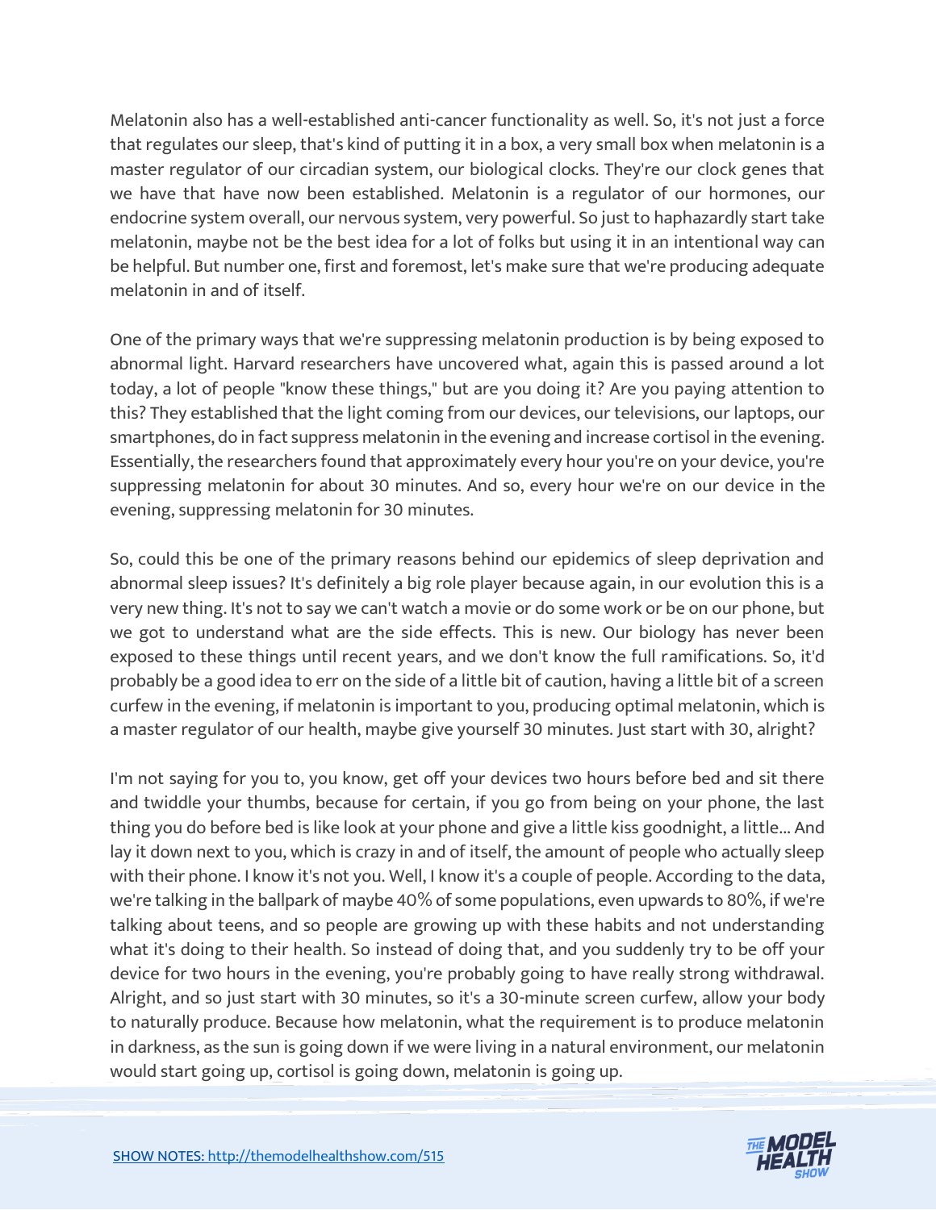Melatonin also has a well-established anti-cancer functionality as well. So, it's not just a force that regulates our sleep, that's kind of putting it in a box, a very small box when melatonin is a master regulator of our circadian system, our biological clocks. They're our clock genes that we have that have now been established. Melatonin is a regulator of our hormones, our endocrine system overall, our nervous system, very powerful. So just to haphazardly start take melatonin, maybe not be the best idea for a lot of folks but using it in an intentional way can be helpful. But number one, first and foremost, let's make sure that we're producing adequate melatonin in and of itself.

One of the primary ways that we're suppressing melatonin production is by being exposed to abnormal light. Harvard researchers have uncovered what, again this is passed around a lot today, a lot of people "know these things," but are you doing it? Are you paying attention to this? They established that the light coming from our devices, our televisions, our laptops, our smartphones, do in fact suppress melatonin in the evening and increase cortisol in the evening. Essentially, the researchers found that approximately every hour you're on your device, you're suppressing melatonin for about 30 minutes. And so, every hour we're on our device in the evening, suppressing melatonin for 30 minutes.

So, could this be one of the primary reasons behind our epidemics of sleep deprivation and abnormal sleep issues? It's definitely a big role player because again, in our evolution this is a very new thing. It's not to say we can't watch a movie or do some work or be on our phone, but we got to understand what are the side effects. This is new. Our biology has never been exposed to these things until recent years, and we don't know the full ramifications. So, it'd probably be a good idea to err on the side of a little bit of caution, having a little bit of a screen curfew in the evening, if melatonin is important to you, producing optimal melatonin, which is a master regulator of our health, maybe give yourself 30 minutes. Just start with 30, alright?

I'm not saying for you to, you know, get off your devices two hours before bed and sit there and twiddle your thumbs, because for certain, if you go from being on your phone, the last thing you do before bed is like look at your phone and give a little kiss goodnight, a little... And lay it down next to you, which is crazy in and of itself, the amount of people who actually sleep with their phone. I know it's not you. Well, I know it's a couple of people. According to the data, we're talking in the ballpark of maybe 40% of some populations, even upwards to 80%, if we're talking about teens, and so people are growing up with these habits and not understanding what it's doing to their health. So instead of doing that, and you suddenly try to be off your device for two hours in the evening, you're probably going to have really strong withdrawal. Alright, and so just start with 30 minutes, so it's a 30-minute screen curfew, allow your body to naturally produce. Because how melatonin, what the requirement is to produce melatonin in darkness, as the sun is going down if we were living in a natural environment, our melatonin would start going up, cortisol is going down, melatonin is going up.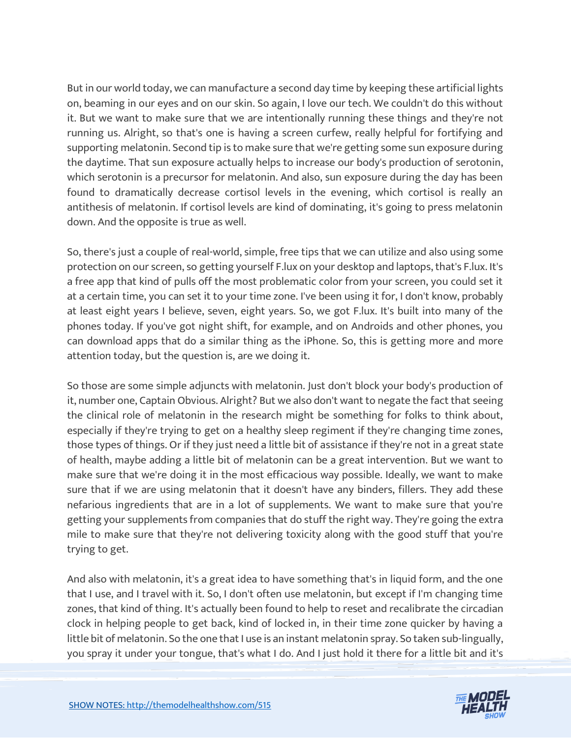But in our world today, we can manufacture a second day time by keeping these artificial lights on, beaming in our eyes and on our skin. So again, I love our tech. We couldn't do this without it. But we want to make sure that we are intentionally running these things and they're not running us. Alright, so that's one is having a screen curfew, really helpful for fortifying and supporting melatonin. Second tip is to make sure that we're getting some sun exposure during the daytime. That sun exposure actually helps to increase our body's production of serotonin, which serotonin is a precursor for melatonin. And also, sun exposure during the day has been found to dramatically decrease cortisol levels in the evening, which cortisol is really an antithesis of melatonin. If cortisol levels are kind of dominating, it's going to press melatonin down. And the opposite is true as well.

So, there's just a couple of real-world, simple, free tips that we can utilize and also using some protection on our screen, so getting yourself F.lux on your desktop and laptops, that's F.lux. It's a free app that kind of pulls off the most problematic color from your screen, you could set it at a certain time, you can set it to your time zone. I've been using it for, I don't know, probably at least eight years I believe, seven, eight years. So, we got F.lux. It's built into many of the phones today. If you've got night shift, for example, and on Androids and other phones, you can download apps that do a similar thing as the iPhone. So, this is getting more and more attention today, but the question is, are we doing it.

So those are some simple adjuncts with melatonin. Just don't block your body's production of it, number one, Captain Obvious. Alright? But we also don't want to negate the fact that seeing the clinical role of melatonin in the research might be something for folks to think about, especially if they're trying to get on a healthy sleep regiment if they're changing time zones, those types of things. Or if they just need a little bit of assistance if they're not in a great state of health, maybe adding a little bit of melatonin can be a great intervention. But we want to make sure that we're doing it in the most efficacious way possible. Ideally, we want to make sure that if we are using melatonin that it doesn't have any binders, fillers. They add these nefarious ingredients that are in a lot of supplements. We want to make sure that you're getting your supplements from companies that do stuff the right way. They're going the extra mile to make sure that they're not delivering toxicity along with the good stuff that you're trying to get.

And also with melatonin, it's a great idea to have something that's in liquid form, and the one that I use, and I travel with it. So, I don't often use melatonin, but except if I'm changing time zones, that kind of thing. It's actually been found to help to reset and recalibrate the circadian clock in helping people to get back, kind of locked in, in their time zone quicker by having a little bit of melatonin. So the one that I use is an instant melatonin spray. So taken sub-lingually, you spray it under your tongue, that's what I do. And I just hold it there for a little bit and it's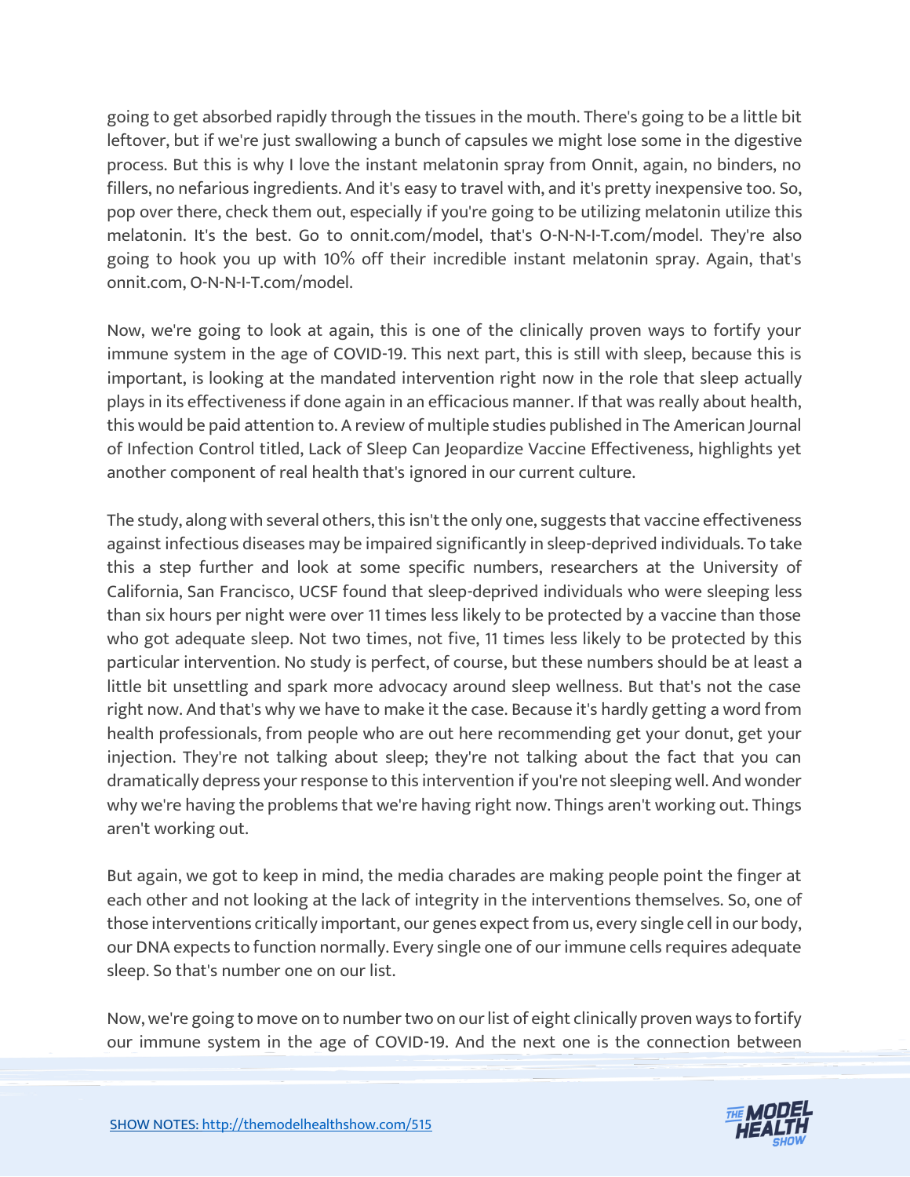going to get absorbed rapidly through the tissues in the mouth. There's going to be a little bit leftover, but if we're just swallowing a bunch of capsules we might lose some in the digestive process. But this is why I love the instant melatonin spray from Onnit, again, no binders, no fillers, no nefarious ingredients. And it's easy to travel with, and it's pretty inexpensive too. So, pop over there, check them out, especially if you're going to be utilizing melatonin utilize this melatonin. It's the best. Go to onnit.com/model, that's O-N-N-I-T.com/model. They're also going to hook you up with 10% off their incredible instant melatonin spray. Again, that's onnit.com, O-N-N-I-T.com/model.

Now, we're going to look at again, this is one of the clinically proven ways to fortify your immune system in the age of COVID-19. This next part, this is still with sleep, because this is important, is looking at the mandated intervention right now in the role that sleep actually plays in its effectiveness if done again in an efficacious manner. If that was really about health, this would be paid attention to. A review of multiple studies published in The American Journal of Infection Control titled, Lack of Sleep Can Jeopardize Vaccine Effectiveness, highlights yet another component of real health that's ignored in our current culture.

The study, along with several others, this isn't the only one, suggests that vaccine effectiveness against infectious diseases may be impaired significantly in sleep-deprived individuals. To take this a step further and look at some specific numbers, researchers at the University of California, San Francisco, UCSF found that sleep-deprived individuals who were sleeping less than six hours per night were over 11 times less likely to be protected by a vaccine than those who got adequate sleep. Not two times, not five, 11 times less likely to be protected by this particular intervention. No study is perfect, of course, but these numbers should be at least a little bit unsettling and spark more advocacy around sleep wellness. But that's not the case right now. And that's why we have to make it the case. Because it's hardly getting a word from health professionals, from people who are out here recommending get your donut, get your injection. They're not talking about sleep; they're not talking about the fact that you can dramatically depress your response to this intervention if you're not sleeping well. And wonder why we're having the problems that we're having right now. Things aren't working out. Things aren't working out.

But again, we got to keep in mind, the media charades are making people point the finger at each other and not looking at the lack of integrity in the interventions themselves. So, one of those interventions critically important, our genes expect from us, every single cell in our body, our DNA expects to function normally. Every single one of our immune cells requires adequate sleep. So that's number one on our list.

Now, we're going to move on to number two on our list of eight clinically proven ways to fortify our immune system in the age of COVID-19. And the next one is the connection between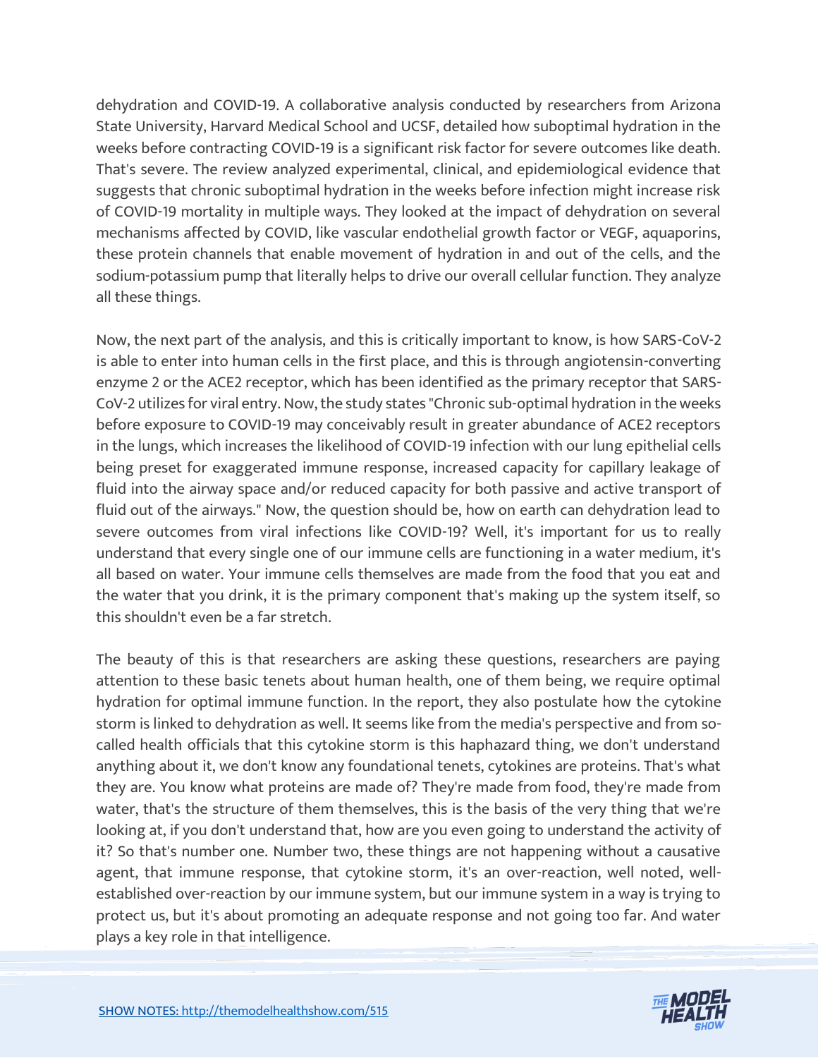dehydration and COVID-19. A collaborative analysis conducted by researchers from Arizona State University, Harvard Medical School and UCSF, detailed how suboptimal hydration in the weeks before contracting COVID-19 is a significant risk factor for severe outcomes like death. That's severe. The review analyzed experimental, clinical, and epidemiological evidence that suggests that chronic suboptimal hydration in the weeks before infection might increase risk of COVID-19 mortality in multiple ways. They looked at the impact of dehydration on several mechanisms affected by COVID, like vascular endothelial growth factor or VEGF, aquaporins, these protein channels that enable movement of hydration in and out of the cells, and the sodium-potassium pump that literally helps to drive our overall cellular function. They analyze all these things.

Now, the next part of the analysis, and this is critically important to know, is how SARS-CoV-2 is able to enter into human cells in the first place, and this is through angiotensin-converting enzyme 2 or the ACE2 receptor, which has been identified as the primary receptor that SARS-CoV-2 utilizes for viral entry. Now, the study states "Chronic sub-optimal hydration in the weeks before exposure to COVID-19 may conceivably result in greater abundance of ACE2 receptors in the lungs, which increases the likelihood of COVID-19 infection with our lung epithelial cells being preset for exaggerated immune response, increased capacity for capillary leakage of fluid into the airway space and/or reduced capacity for both passive and active transport of fluid out of the airways." Now, the question should be, how on earth can dehydration lead to severe outcomes from viral infections like COVID-19? Well, it's important for us to really understand that every single one of our immune cells are functioning in a water medium, it's all based on water. Your immune cells themselves are made from the food that you eat and the water that you drink, it is the primary component that's making up the system itself, so this shouldn't even be a far stretch.

The beauty of this is that researchers are asking these questions, researchers are paying attention to these basic tenets about human health, one of them being, we require optimal hydration for optimal immune function. In the report, they also postulate how the cytokine storm is linked to dehydration as well. It seems like from the media's perspective and from so-called health officials that this cytokine storm is this haphazard thing, we don't understand anything about it, we don't know any foundational tenets, cytokines are proteins. That's what they are. You know what proteins are made of? They're made from food, they're made from water, that's the structure of them themselves, this is the basis of the very thing that we're looking at, if you don't understand that, how are you even going to understand the activity of it? So that's number one. Number two, these things are not happening without a causative agent, that immune response, that cytokine storm, it's an over-reaction, well noted, well-established over-reaction by our immune system, but our immune system in a way is trying to protect us, but it's about promoting an adequate response and not going too far. And water plays a key role in that intelligence.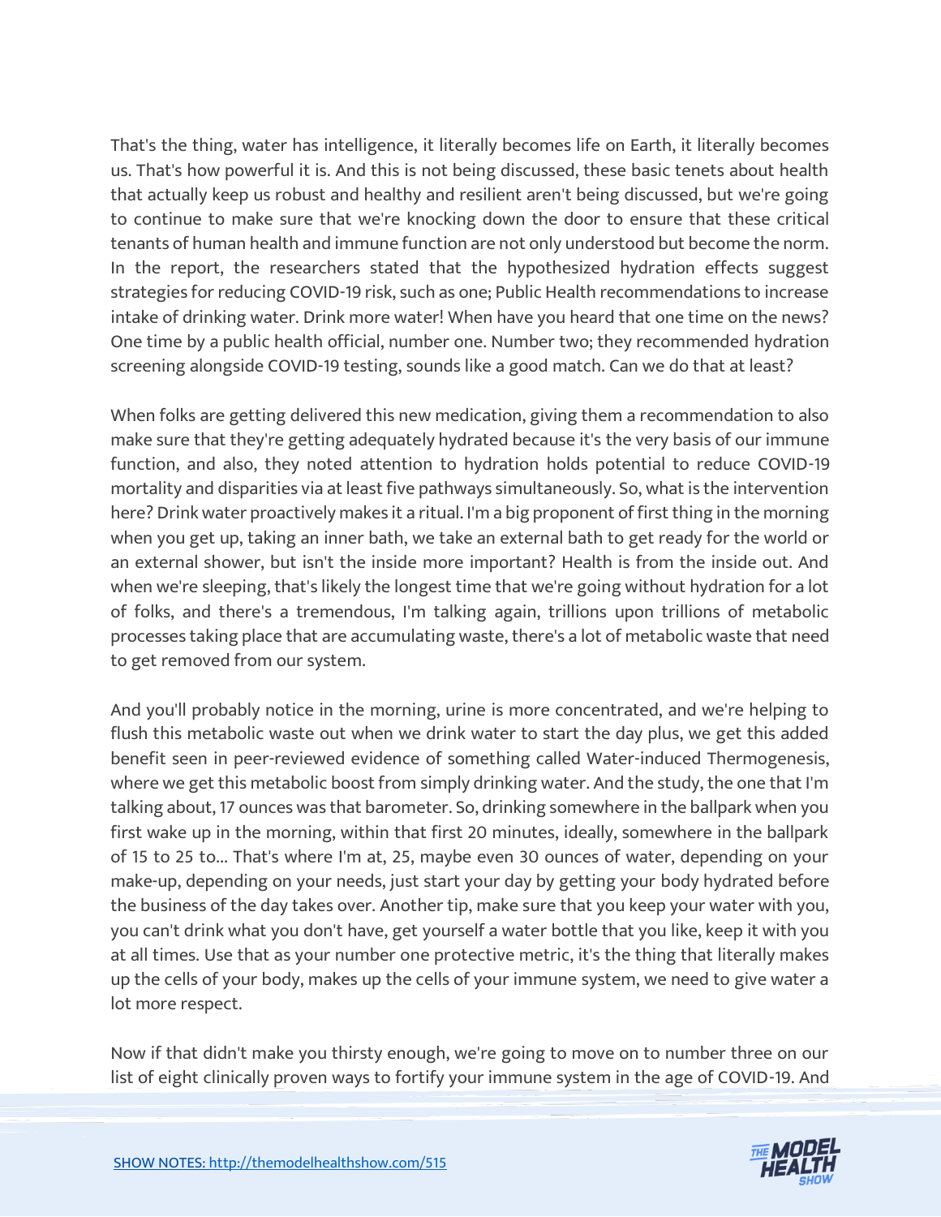That's the thing, water has intelligence, it literally becomes life on Earth, it literally becomes us. That's how powerful it is. And this is not being discussed, these basic tenets about health that actually keep us robust and healthy and resilient aren't being discussed, but we're going to continue to make sure that we're knocking down the door to ensure that these critical tenants of human health and immune function are not only understood but become the norm. In the report, the researchers stated that the hypothesized hydration effects suggest strategies for reducing COVID-19 risk, such as one; Public Health recommendations to increase intake of drinking water. Drink more water! When have you heard that one time on the news? One time by a public health official, number one. Number two; they recommended hydration screening alongside COVID-19 testing, sounds like a good match. Can we do that at least?

When folks are getting delivered this new medication, giving them a recommendation to also make sure that they're getting adequately hydrated because it's the very basis of our immune function, and also, they noted attention to hydration holds potential to reduce COVID-19 mortality and disparities via at least five pathways simultaneously. So, what is the intervention here? Drink water proactively makes it a ritual. I'm a big proponent of first thing in the morning when you get up, taking an inner bath, we take an external bath to get ready for the world or an external shower, but isn't the inside more important? Health is from the inside out. And when we're sleeping, that's likely the longest time that we're going without hydration for a lot of folks, and there's a tremendous, I'm talking again, trillions upon trillions of metabolic processes taking place that are accumulating waste, there's a lot of metabolic waste that need to get removed from our system.

And you'll probably notice in the morning, urine is more concentrated, and we're helping to flush this metabolic waste out when we drink water to start the day plus, we get this added benefit seen in peer-reviewed evidence of something called Water-induced Thermogenesis, where we get this metabolic boost from simply drinking water. And the study, the one that I'm talking about, 17 ounces was that barometer. So, drinking somewhere in the ballpark when you first wake up in the morning, within that first 20 minutes, ideally, somewhere in the ballpark of 15 to 25 to... That's where I'm at, 25, maybe even 30 ounces of water, depending on your make-up, depending on your needs, just start your day by getting your body hydrated before the business of the day takes over. Another tip, make sure that you keep your water with you, you can't drink what you don't have, get yourself a water bottle that you like, keep it with you at all times. Use that as your number one protective metric, it's the thing that literally makes up the cells of your body, makes up the cells of your immune system, we need to give water a lot more respect.

Now if that didn't make you thirsty enough, we're going to move on to number three on our list of eight clinically proven ways to fortify your immune system in the age of COVID-19. And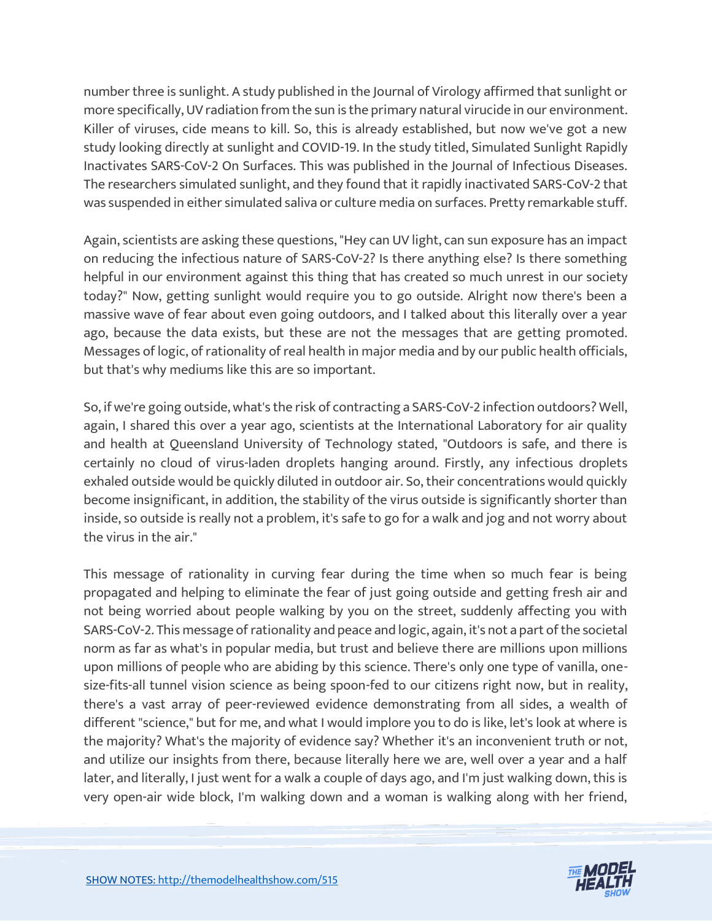number three is sunlight. A study published in the Journal of Virology affirmed that sunlight or more specifically, UV radiation from the sun is the primary natural virucide in our environment. Killer of viruses, cide means to kill. So, this is already established, but now we've got a new study looking directly at sunlight and COVID-19. In the study titled, Simulated Sunlight Rapidly Inactivates SARS-CoV-2 On Surfaces. This was published in the Journal of Infectious Diseases. The researchers simulated sunlight, and they found that it rapidly inactivated SARS-CoV-2 that was suspended in either simulated saliva or culture media on surfaces. Pretty remarkable stuff.

Again, scientists are asking these questions, "Hey can UV light, can sun exposure has an impact on reducing the infectious nature of SARS-CoV-2? Is there anything else? Is there something helpful in our environment against this thing that has created so much unrest in our society today?" Now, getting sunlight would require you to go outside. Alright now there's been a massive wave of fear about even going outdoors, and I talked about this literally over a year ago, because the data exists, but these are not the messages that are getting promoted. Messages of logic, of rationality of real health in major media and by our public health officials, but that's why mediums like this are so important.

So, if we're going outside, what's the risk of contracting a SARS-CoV-2 infection outdoors? Well, again, I shared this over a year ago, scientists at the International Laboratory for air quality and health at Queensland University of Technology stated, "Outdoors is safe, and there is certainly no cloud of virus-laden droplets hanging around. Firstly, any infectious droplets exhaled outside would be quickly diluted in outdoor air. So, their concentrations would quickly become insignificant, in addition, the stability of the virus outside is significantly shorter than inside, so outside is really not a problem, it's safe to go for a walk and jog and not worry about the virus in the air."

This message of rationality in curving fear during the time when so much fear is being propagated and helping to eliminate the fear of just going outside and getting fresh air and not being worried about people walking by you on the street, suddenly affecting you with SARS-CoV-2. This message of rationality and peace and logic, again, it's not a part of the societal norm as far as what's in popular media, but trust and believe there are millions upon millions upon millions of people who are abiding by this science. There's only one type of vanilla, one-size-fits-all tunnel vision science as being spoon-fed to our citizens right now, but in reality, there's a vast array of peer-reviewed evidence demonstrating from all sides, a wealth of different "science," but for me, and what I would implore you to do is like, let's look at where is the majority? What's the majority of evidence say? Whether it's an inconvenient truth or not, and utilize our insights from there, because literally here we are, well over a year and a half later, and literally, I just went for a walk a couple of days ago, and I'm just walking down, this is very open-air wide block, I'm walking down and a woman is walking along with her friend,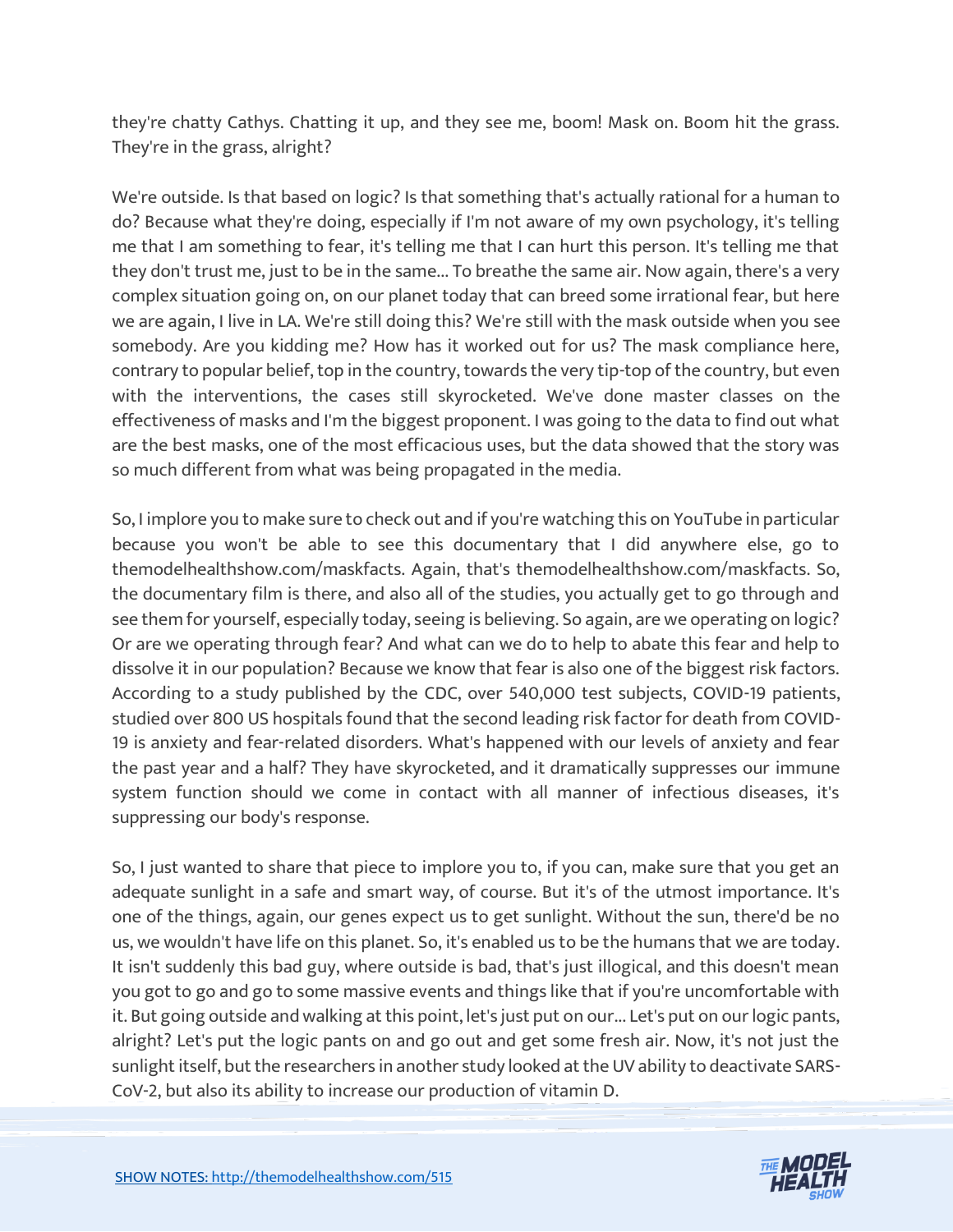they're chatty Cathys. Chatting it up, and they see me, boom! Mask on. Boom hit the grass. They're in the grass, alright?

We're outside. Is that based on logic? Is that something that's actually rational for a human to do? Because what they're doing, especially if I'm not aware of my own psychology, it's telling me that I am something to fear, it's telling me that I can hurt this person. It's telling me that they don't trust me, just to be in the same... To breathe the same air. Now again, there's a very complex situation going on, on our planet today that can breed some irrational fear, but here we are again, I live in LA. We're still doing this? We're still with the mask outside when you see somebody. Are you kidding me? How has it worked out for us? The mask compliance here, contrary to popular belief, top in the country, towards the very tip-top of the country, but even with the interventions, the cases still skyrocketed. We've done master classes on the effectiveness of masks and I'm the biggest proponent. I was going to the data to find out what are the best masks, one of the most efficacious uses, but the data showed that the story was so much different from what was being propagated in the media.

So, I implore you to make sure to check out and if you're watching this on YouTube in particular because you won't be able to see this documentary that I did anywhere else, go to themodelhealthshow.com/maskfacts. Again, that's themodelhealthshow.com/maskfacts. So, the documentary film is there, and also all of the studies, you actually get to go through and see them for yourself, especially today, seeing is believing. So again, are we operating on logic? Or are we operating through fear? And what can we do to help to abate this fear and help to dissolve it in our population? Because we know that fear is also one of the biggest risk factors. According to a study published by the CDC, over 540,000 test subjects, COVID-19 patients, studied over 800 US hospitals found that the second leading risk factor for death from COVID-19 is anxiety and fear-related disorders. What's happened with our levels of anxiety and fear the past year and a half? They have skyrocketed, and it dramatically suppresses our immune system function should we come in contact with all manner of infectious diseases, it's suppressing our body's response.

So, I just wanted to share that piece to implore you to, if you can, make sure that you get an adequate sunlight in a safe and smart way, of course. But it's of the utmost importance. It's one of the things, again, our genes expect us to get sunlight. Without the sun, there'd be no us, we wouldn't have life on this planet. So, it's enabled us to be the humans that we are today. It isn't suddenly this bad guy, where outside is bad, that's just illogical, and this doesn't mean you got to go and go to some massive events and things like that if you're uncomfortable with it. But going outside and walking at this point, let's just put on our... Let's put on our logic pants, alright? Let's put the logic pants on and go out and get some fresh air. Now, it's not just the sunlight itself, but the researchers in another study looked at the UV ability to deactivate SARS-CoV-2, but also its ability to increase our production of vitamin D.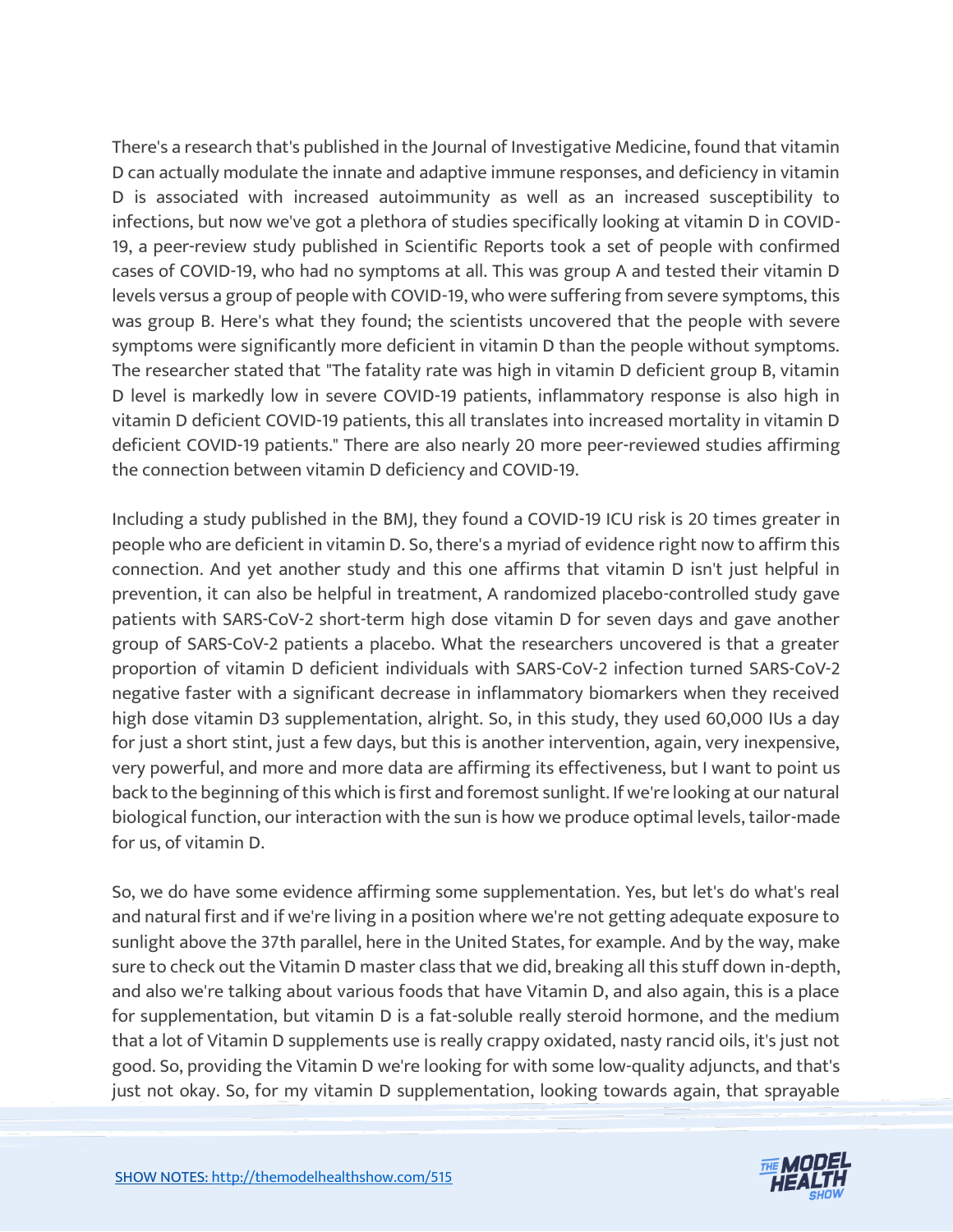There's a research that's published in the Journal of Investigative Medicine, found that vitamin D can actually modulate the innate and adaptive immune responses, and deficiency in vitamin D is associated with increased autoimmunity as well as an increased susceptibility to infections, but now we've got a plethora of studies specifically looking at vitamin D in COVID-19, a peer-review study published in Scientific Reports took a set of people with confirmed cases of COVID-19, who had no symptoms at all. This was group A and tested their vitamin D levels versus a group of people with COVID-19, who were suffering from severe symptoms, this was group B. Here's what they found; the scientists uncovered that the people with severe symptoms were significantly more deficient in vitamin D than the people without symptoms. The researcher stated that "The fatality rate was high in vitamin D deficient group B, vitamin D level is markedly low in severe COVID-19 patients, inflammatory response is also high in vitamin D deficient COVID-19 patients, this all translates into increased mortality in vitamin D deficient COVID-19 patients." There are also nearly 20 more peer-reviewed studies affirming the connection between vitamin D deficiency and COVID-19.

Including a study published in the BMJ, they found a COVID-19 ICU risk is 20 times greater in people who are deficient in vitamin D. So, there's a myriad of evidence right now to affirm this connection. And yet another study and this one affirms that vitamin D isn't just helpful in prevention, it can also be helpful in treatment, A randomized placebo-controlled study gave patients with SARS-CoV-2 short-term high dose vitamin D for seven days and gave another group of SARS-CoV-2 patients a placebo. What the researchers uncovered is that a greater proportion of vitamin D deficient individuals with SARS-CoV-2 infection turned SARS-CoV-2 negative faster with a significant decrease in inflammatory biomarkers when they received high dose vitamin D3 supplementation, alright. So, in this study, they used 60,000 IUs a day for just a short stint, just a few days, but this is another intervention, again, very inexpensive, very powerful, and more and more data are affirming its effectiveness, but I want to point us back to the beginning of this which is first and foremost sunlight. If we're looking at our natural biological function, our interaction with the sun is how we produce optimal levels, tailor-made for us, of vitamin D.

So, we do have some evidence affirming some supplementation. Yes, but let's do what's real and natural first and if we're living in a position where we're not getting adequate exposure to sunlight above the 37th parallel, here in the United States, for example. And by the way, make sure to check out the Vitamin D master class that we did, breaking all this stuff down in-depth, and also we're talking about various foods that have Vitamin D, and also again, this is a place for supplementation, but vitamin D is a fat-soluble really steroid hormone, and the medium that a lot of Vitamin D supplements use is really crappy oxidated, nasty rancid oils, it's just not good. So, providing the Vitamin D we're looking for with some low-quality adjuncts, and that's just not okay. So, for my vitamin D supplementation, looking towards again, that sprayable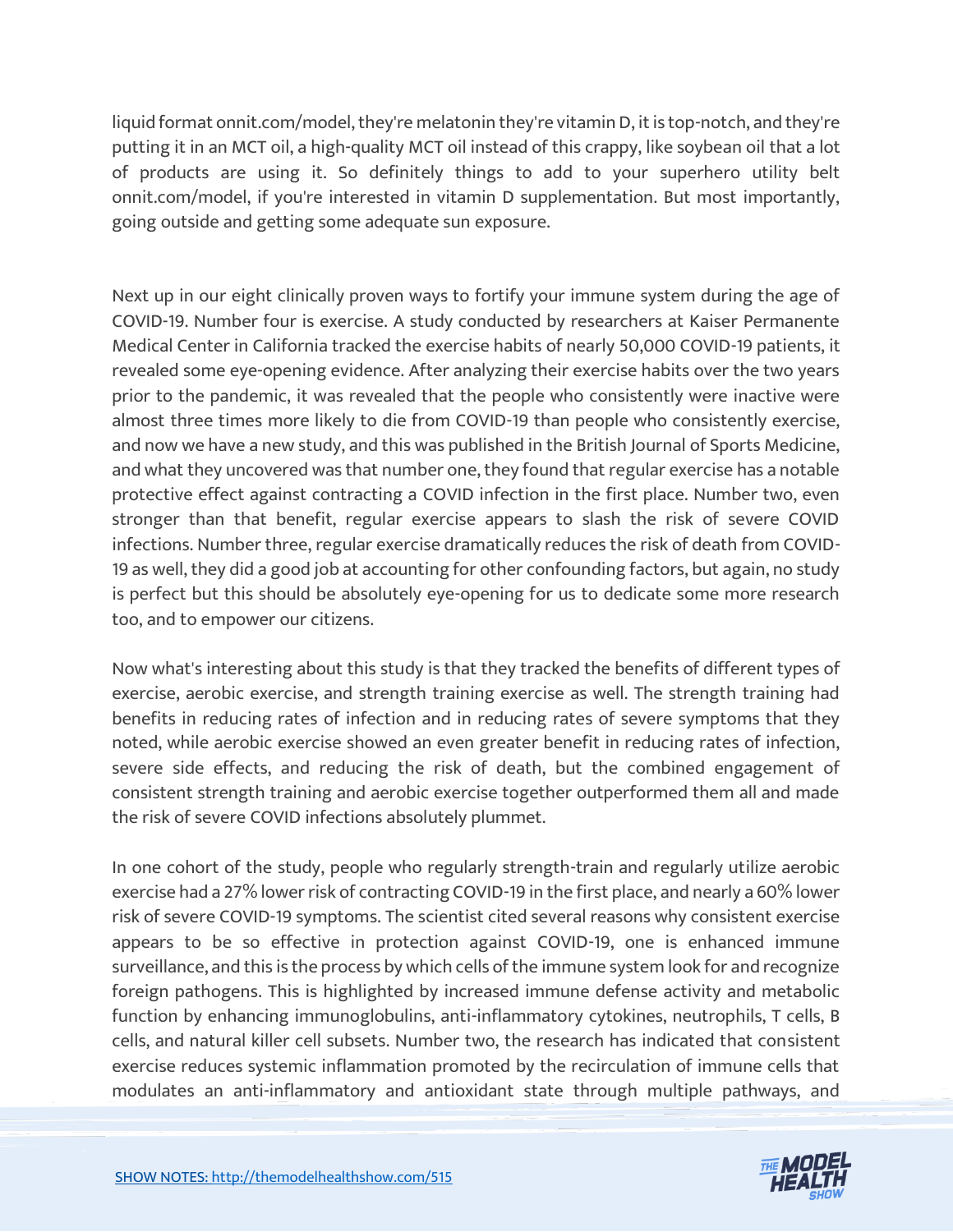liquid format onnit.com/model, they're melatonin they're vitamin D, it is top-notch, and they're putting it in an MCT oil, a high-quality MCT oil instead of this crappy, like soybean oil that a lot of products are using it. So definitely things to add to your superhero utility belt onnit.com/model, if you're interested in vitamin D supplementation. But most importantly, going outside and getting some adequate sun exposure.

Next up in our eight clinically proven ways to fortify your immune system during the age of COVID-19. Number four is exercise. A study conducted by researchers at Kaiser Permanente Medical Center in California tracked the exercise habits of nearly 50,000 COVID-19 patients, it revealed some eye-opening evidence. After analyzing their exercise habits over the two years prior to the pandemic, it was revealed that the people who consistently were inactive were almost three times more likely to die from COVID-19 than people who consistently exercise, and now we have a new study, and this was published in the British Journal of Sports Medicine, and what they uncovered was that number one, they found that regular exercise has a notable protective effect against contracting a COVID infection in the first place. Number two, even stronger than that benefit, regular exercise appears to slash the risk of severe COVID infections. Number three, regular exercise dramatically reduces the risk of death from COVID-19 as well, they did a good job at accounting for other confounding factors, but again, no study is perfect but this should be absolutely eye-opening for us to dedicate some more research too, and to empower our citizens.

Now what's interesting about this study is that they tracked the benefits of different types of exercise, aerobic exercise, and strength training exercise as well. The strength training had benefits in reducing rates of infection and in reducing rates of severe symptoms that they noted, while aerobic exercise showed an even greater benefit in reducing rates of infection, severe side effects, and reducing the risk of death, but the combined engagement of consistent strength training and aerobic exercise together outperformed them all and made the risk of severe COVID infections absolutely plummet.

In one cohort of the study, people who regularly strength-train and regularly utilize aerobic exercise had a 27% lower risk of contracting COVID-19 in the first place, and nearly a 60% lower risk of severe COVID-19 symptoms. The scientist cited several reasons why consistent exercise appears to be so effective in protection against COVID-19, one is enhanced immune surveillance, and this is the process by which cells of the immune system look for and recognize foreign pathogens. This is highlighted by increased immune defense activity and metabolic function by enhancing immunoglobulins, anti-inflammatory cytokines, neutrophils, T cells, B cells, and natural killer cell subsets. Number two, the research has indicated that consistent exercise reduces systemic inflammation promoted by the recirculation of immune cells that modulates an anti-inflammatory and antioxidant state through multiple pathways, and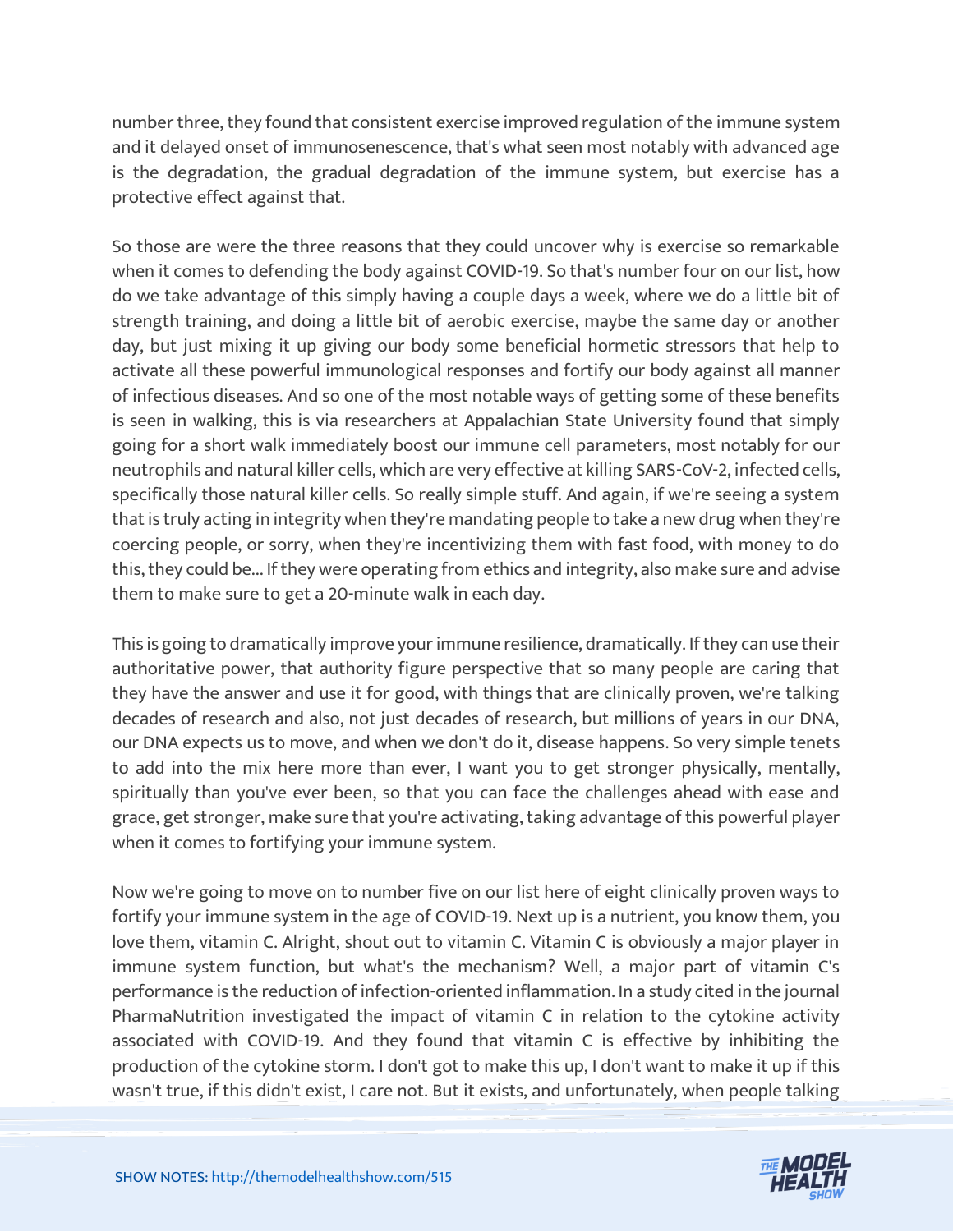number three, they found that consistent exercise improved regulation of the immune system and it delayed onset of immunosenescence, that's what seen most notably with advanced age is the degradation, the gradual degradation of the immune system, but exercise has a protective effect against that.

So those are were the three reasons that they could uncover why is exercise so remarkable when it comes to defending the body against COVID-19. So that's number four on our list, how do we take advantage of this simply having a couple days a week, where we do a little bit of strength training, and doing a little bit of aerobic exercise, maybe the same day or another day, but just mixing it up giving our body some beneficial hormetic stressors that help to activate all these powerful immunological responses and fortify our body against all manner of infectious diseases. And so one of the most notable ways of getting some of these benefits is seen in walking, this is via researchers at Appalachian State University found that simply going for a short walk immediately boost our immune cell parameters, most notably for our neutrophils and natural killer cells, which are very effective at killing SARS-CoV-2, infected cells, specifically those natural killer cells. So really simple stuff. And again, if we're seeing a system that is truly acting in integrity when they're mandating people to take a new drug when they're coercing people, or sorry, when they're incentivizing them with fast food, with money to do this, they could be... If they were operating from ethics and integrity, also make sure and advise them to make sure to get a 20-minute walk in each day.

This is going to dramatically improve your immune resilience, dramatically. If they can use their authoritative power, that authority figure perspective that so many people are caring that they have the answer and use it for good, with things that are clinically proven, we're talking decades of research and also, not just decades of research, but millions of years in our DNA, our DNA expects us to move, and when we don't do it, disease happens. So very simple tenets to add into the mix here more than ever, I want you to get stronger physically, mentally, spiritually than you've ever been, so that you can face the challenges ahead with ease and grace, get stronger, make sure that you're activating, taking advantage of this powerful player when it comes to fortifying your immune system.

Now we're going to move on to number five on our list here of eight clinically proven ways to fortify your immune system in the age of COVID-19. Next up is a nutrient, you know them, you love them, vitamin C. Alright, shout out to vitamin C. Vitamin C is obviously a major player in immune system function, but what's the mechanism? Well, a major part of vitamin C's performance is the reduction of infection-oriented inflammation. In a study cited in the journal PharmaNutrition investigated the impact of vitamin C in relation to the cytokine activity associated with COVID-19. And they found that vitamin C is effective by inhibiting the production of the cytokine storm. I don't got to make this up, I don't want to make it up if this wasn't true, if this didn't exist, I care not. But it exists, and unfortunately, when people talking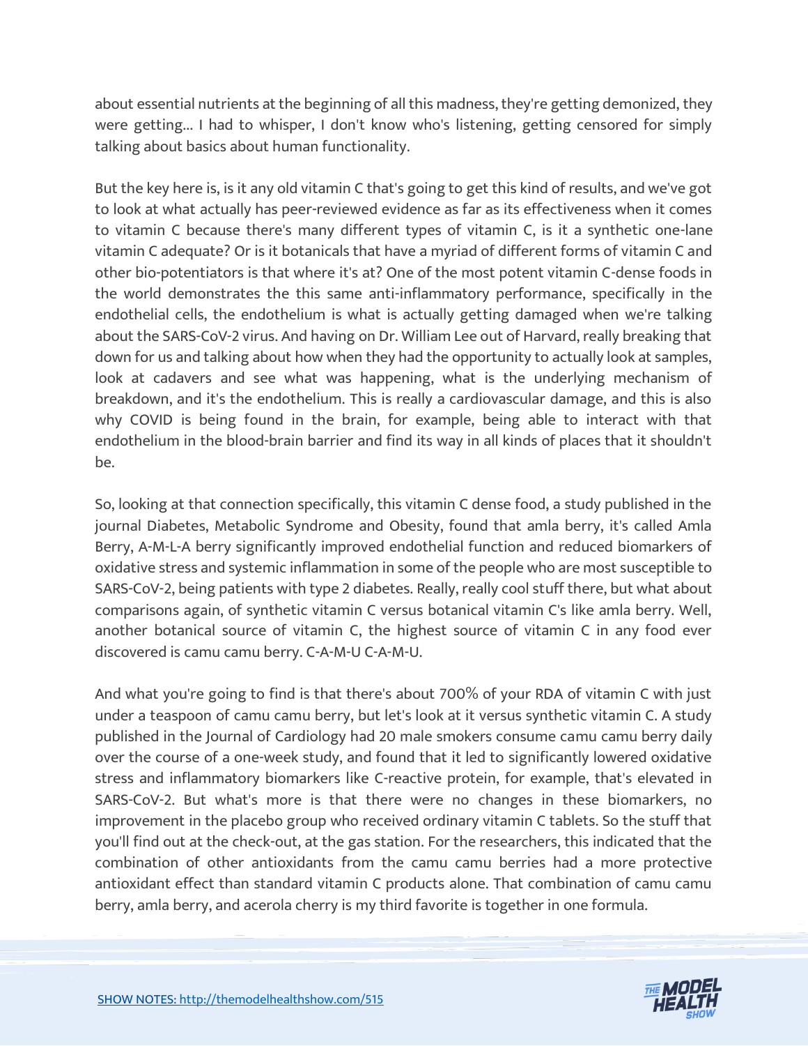about essential nutrients at the beginning of all this madness, they're getting demonized, they were getting... I had to whisper, I don't know who's listening, getting censored for simply talking about basics about human functionality.

But the key here is, is it any old vitamin C that's going to get this kind of results, and we've got to look at what actually has peer-reviewed evidence as far as its effectiveness when it comes to vitamin C because there's many different types of vitamin C, is it a synthetic one-lane vitamin C adequate? Or is it botanicals that have a myriad of different forms of vitamin C and other bio-potentiators is that where it's at? One of the most potent vitamin C-dense foods in the world demonstrates the this same anti-inflammatory performance, specifically in the endothelial cells, the endothelium is what is actually getting damaged when we're talking about the SARS-CoV-2 virus. And having on Dr. William Lee out of Harvard, really breaking that down for us and talking about how when they had the opportunity to actually look at samples, look at cadavers and see what was happening, what is the underlying mechanism of breakdown, and it's the endothelium. This is really a cardiovascular damage, and this is also why COVID is being found in the brain, for example, being able to interact with that endothelium in the blood-brain barrier and find its way in all kinds of places that it shouldn't be.

So, looking at that connection specifically, this vitamin C dense food, a study published in the journal Diabetes, Metabolic Syndrome and Obesity, found that amla berry, it's called Amla Berry, A-M-L-A berry significantly improved endothelial function and reduced biomarkers of oxidative stress and systemic inflammation in some of the people who are most susceptible to SARS-CoV-2, being patients with type 2 diabetes. Really, really cool stuff there, but what about comparisons again, of synthetic vitamin C versus botanical vitamin C's like amla berry. Well, another botanical source of vitamin C, the highest source of vitamin C in any food ever discovered is camu camu berry. C-A-M-U C-A-M-U.

And what you're going to find is that there's about 700% of your RDA of vitamin C with just under a teaspoon of camu camu berry, but let's look at it versus synthetic vitamin C. A study published in the Journal of Cardiology had 20 male smokers consume camu camu berry daily over the course of a one-week study, and found that it led to significantly lowered oxidative stress and inflammatory biomarkers like C-reactive protein, for example, that's elevated in SARS-CoV-2. But what's more is that there were no changes in these biomarkers, no improvement in the placebo group who received ordinary vitamin C tablets. So the stuff that you'll find out at the check-out, at the gas station. For the researchers, this indicated that the combination of other antioxidants from the camu camu berries had a more protective antioxidant effect than standard vitamin C products alone. That combination of camu camu berry, amla berry, and acerola cherry is my third favorite is together in one formula.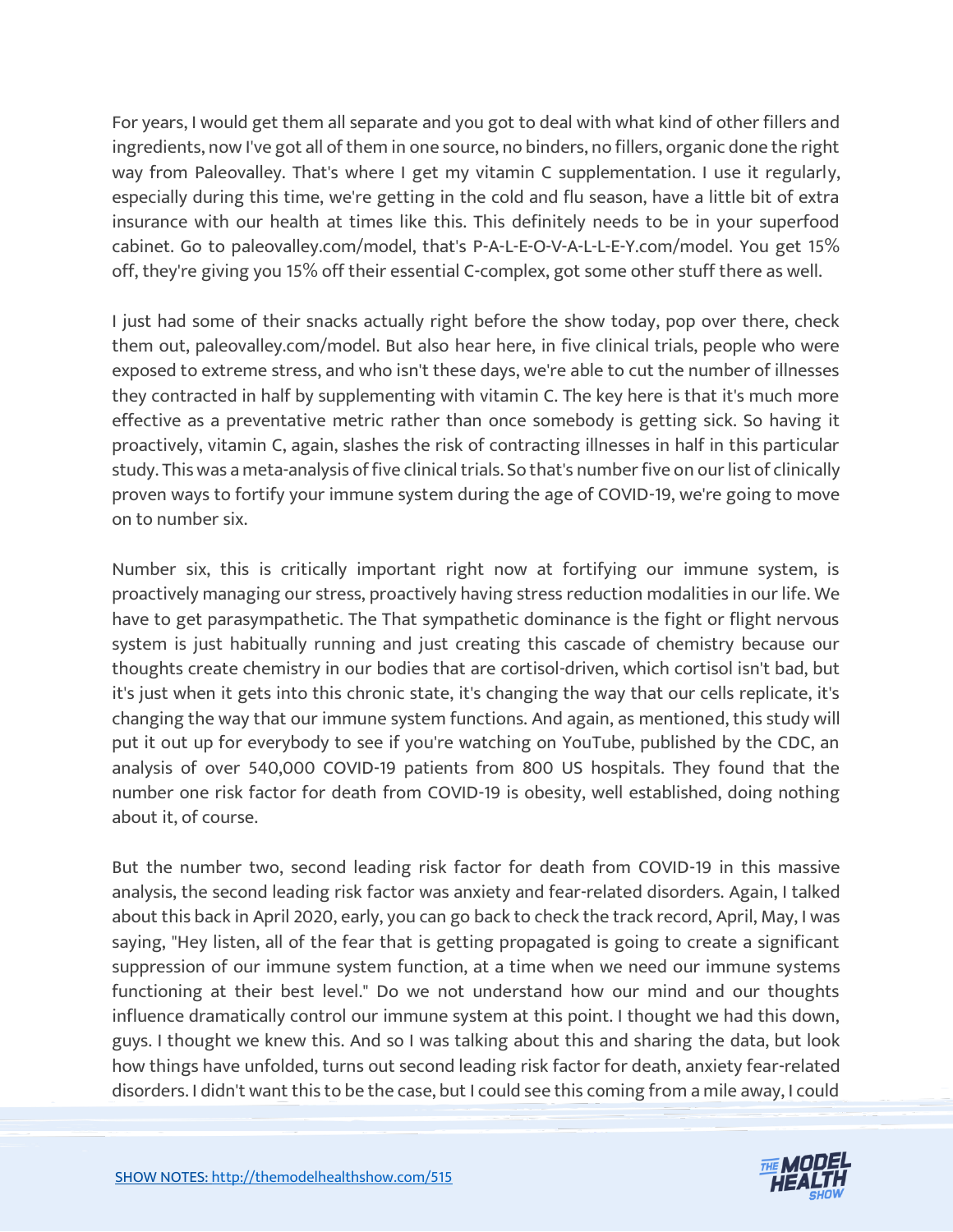For years, I would get them all separate and you got to deal with what kind of other fillers and ingredients, now I've got all of them in one source, no binders, no fillers, organic done the right way from Paleovalley. That's where I get my vitamin C supplementation. I use it regularly, especially during this time, we're getting in the cold and flu season, have a little bit of extra insurance with our health at times like this. This definitely needs to be in your superfood cabinet. Go to paleovalley.com/model, that's P-A-L-E-O-V-A-L-L-E-Y.com/model. You get 15% off, they're giving you 15% off their essential C-complex, got some other stuff there as well.

I just had some of their snacks actually right before the show today, pop over there, check them out, paleovalley.com/model. But also hear here, in five clinical trials, people who were exposed to extreme stress, and who isn't these days, we're able to cut the number of illnesses they contracted in half by supplementing with vitamin C. The key here is that it's much more effective as a preventative metric rather than once somebody is getting sick. So having it proactively, vitamin C, again, slashes the risk of contracting illnesses in half in this particular study. This was a meta-analysis of five clinical trials. So that's number five on our list of clinically proven ways to fortify your immune system during the age of COVID-19, we're going to move on to number six.

Number six, this is critically important right now at fortifying our immune system, is proactively managing our stress, proactively having stress reduction modalities in our life. We have to get parasympathetic. The That sympathetic dominance is the fight or flight nervous system is just habitually running and just creating this cascade of chemistry because our thoughts create chemistry in our bodies that are cortisol-driven, which cortisol isn't bad, but it's just when it gets into this chronic state, it's changing the way that our cells replicate, it's changing the way that our immune system functions. And again, as mentioned, this study will put it out up for everybody to see if you're watching on YouTube, published by the CDC, an analysis of over 540,000 COVID-19 patients from 800 US hospitals. They found that the number one risk factor for death from COVID-19 is obesity, well established, doing nothing about it, of course.

But the number two, second leading risk factor for death from COVID-19 in this massive analysis, the second leading risk factor was anxiety and fear-related disorders. Again, I talked about this back in April 2020, early, you can go back to check the track record, April, May, I was saying, "Hey listen, all of the fear that is getting propagated is going to create a significant suppression of our immune system function, at a time when we need our immune systems functioning at their best level." Do we not understand how our mind and our thoughts influence dramatically control our immune system at this point. I thought we had this down, guys. I thought we knew this. And so I was talking about this and sharing the data, but look how things have unfolded, turns out second leading risk factor for death, anxiety fear-related disorders. I didn't want this to be the case, but I could see this coming from a mile away, I could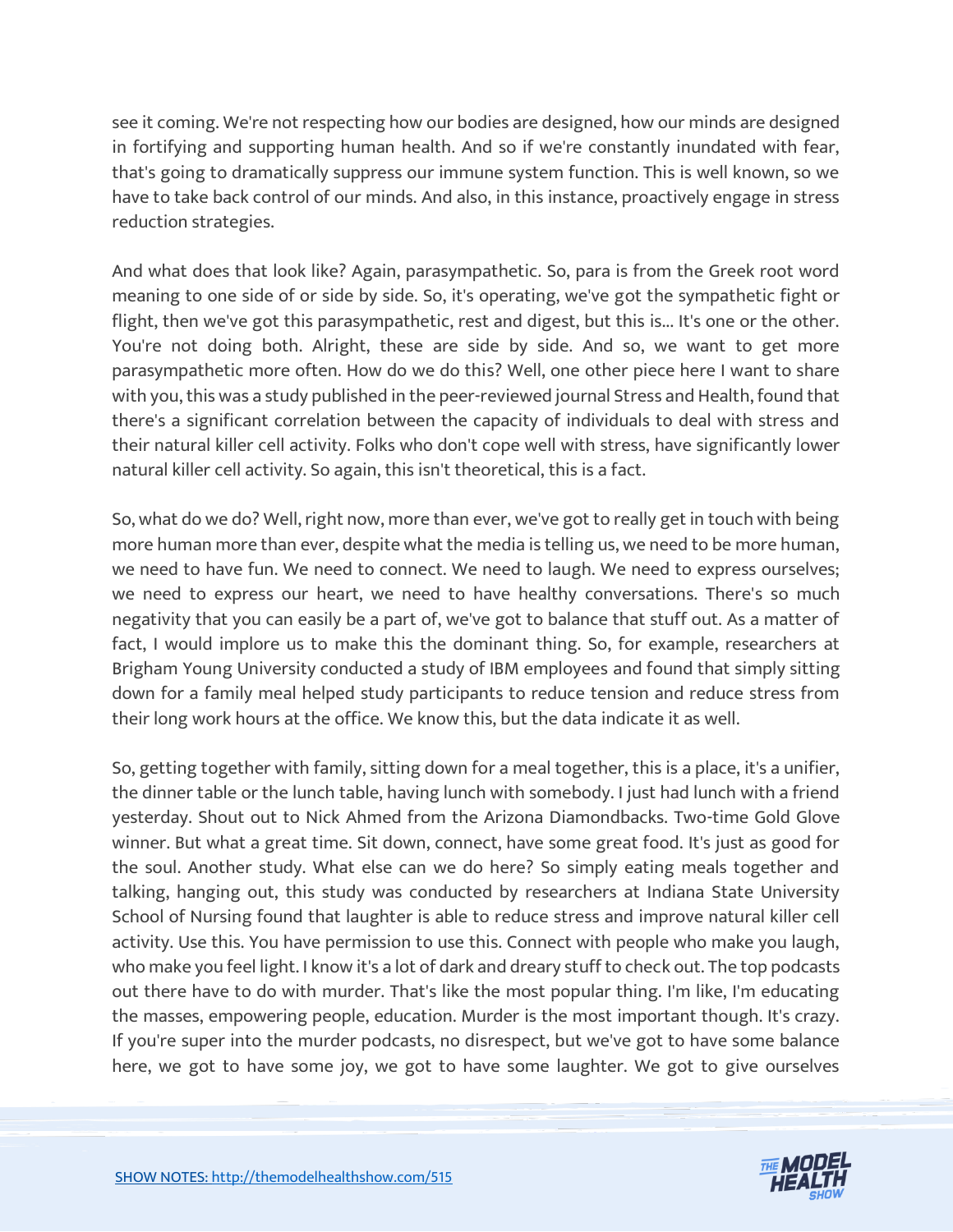see it coming. We're not respecting how our bodies are designed, how our minds are designed in fortifying and supporting human health. And so if we're constantly inundated with fear, that's going to dramatically suppress our immune system function. This is well known, so we have to take back control of our minds. And also, in this instance, proactively engage in stress reduction strategies.

And what does that look like? Again, parasympathetic. So, para is from the Greek root word meaning to one side of or side by side. So, it's operating, we've got the sympathetic fight or flight, then we've got this parasympathetic, rest and digest, but this is... It's one or the other. You're not doing both. Alright, these are side by side. And so, we want to get more parasympathetic more often. How do we do this? Well, one other piece here I want to share with you, this was a study published in the peer-reviewed journal Stress and Health, found that there's a significant correlation between the capacity of individuals to deal with stress and their natural killer cell activity. Folks who don't cope well with stress, have significantly lower natural killer cell activity. So again, this isn't theoretical, this is a fact.

So, what do we do? Well, right now, more than ever, we've got to really get in touch with being more human more than ever, despite what the media is telling us, we need to be more human, we need to have fun. We need to connect. We need to laugh. We need to express ourselves; we need to express our heart, we need to have healthy conversations. There's so much negativity that you can easily be a part of, we've got to balance that stuff out. As a matter of fact, I would implore us to make this the dominant thing. So, for example, researchers at Brigham Young University conducted a study of IBM employees and found that simply sitting down for a family meal helped study participants to reduce tension and reduce stress from their long work hours at the office. We know this, but the data indicate it as well.

So, getting together with family, sitting down for a meal together, this is a place, it's a unifier, the dinner table or the lunch table, having lunch with somebody. I just had lunch with a friend yesterday. Shout out to Nick Ahmed from the Arizona Diamondbacks. Two-time Gold Glove winner. But what a great time. Sit down, connect, have some great food. It's just as good for the soul. Another study. What else can we do here? So simply eating meals together and talking, hanging out, this study was conducted by researchers at Indiana State University School of Nursing found that laughter is able to reduce stress and improve natural killer cell activity. Use this. You have permission to use this. Connect with people who make you laugh, who make you feel light. I know it's a lot of dark and dreary stuff to check out. The top podcasts out there have to do with murder. That's like the most popular thing. I'm like, I'm educating the masses, empowering people, education. Murder is the most important though. It's crazy. If you're super into the murder podcasts, no disrespect, but we've got to have some balance here, we got to have some joy, we got to have some laughter. We got to give ourselves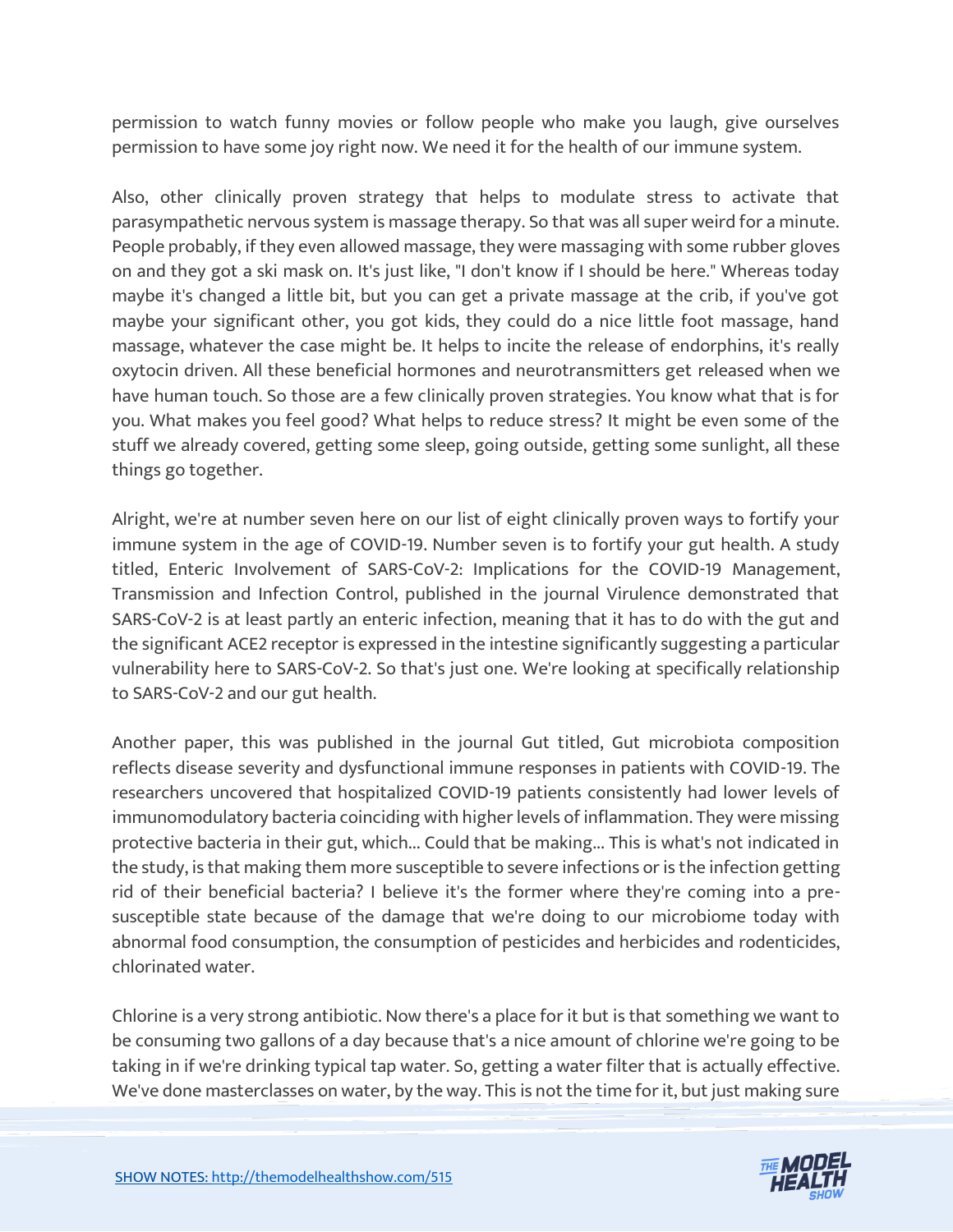permission to watch funny movies or follow people who make you laugh, give ourselves permission to have some joy right now. We need it for the health of our immune system.

Also, other clinically proven strategy that helps to modulate stress to activate that parasympathetic nervous system is massage therapy. So that was all super weird for a minute. People probably, if they even allowed massage, they were massaging with some rubber gloves on and they got a ski mask on. It's just like, "I don't know if I should be here." Whereas today maybe it's changed a little bit, but you can get a private massage at the crib, if you've got maybe your significant other, you got kids, they could do a nice little foot massage, hand massage, whatever the case might be. It helps to incite the release of endorphins, it's really oxytocin driven. All these beneficial hormones and neurotransmitters get released when we have human touch. So those are a few clinically proven strategies. You know what that is for you. What makes you feel good? What helps to reduce stress? It might be even some of the stuff we already covered, getting some sleep, going outside, getting some sunlight, all these things go together.

Alright, we're at number seven here on our list of eight clinically proven ways to fortify your immune system in the age of COVID-19. Number seven is to fortify your gut health. A study titled, Enteric Involvement of SARS-CoV-2: Implications for the COVID-19 Management, Transmission and Infection Control, published in the journal Virulence demonstrated that SARS-CoV-2 is at least partly an enteric infection, meaning that it has to do with the gut and the significant ACE2 receptor is expressed in the intestine significantly suggesting a particular vulnerability here to SARS-CoV-2. So that's just one. We're looking at specifically relationship to SARS-CoV-2 and our gut health.

Another paper, this was published in the journal Gut titled, Gut microbiota composition reflects disease severity and dysfunctional immune responses in patients with COVID-19. The researchers uncovered that hospitalized COVID-19 patients consistently had lower levels of immunomodulatory bacteria coinciding with higher levels of inflammation. They were missing protective bacteria in their gut, which... Could that be making... This is what's not indicated in the study, is that making them more susceptible to severe infections or is the infection getting rid of their beneficial bacteria? I believe it's the former where they're coming into a pre-susceptible state because of the damage that we're doing to our microbiome today with abnormal food consumption, the consumption of pesticides and herbicides and rodenticides, chlorinated water.

Chlorine is a very strong antibiotic. Now there's a place for it but is that something we want to be consuming two gallons of a day because that's a nice amount of chlorine we're going to be taking in if we're drinking typical tap water. So, getting a water filter that is actually effective. We've done masterclasses on water, by the way. This is not the time for it, but just making sure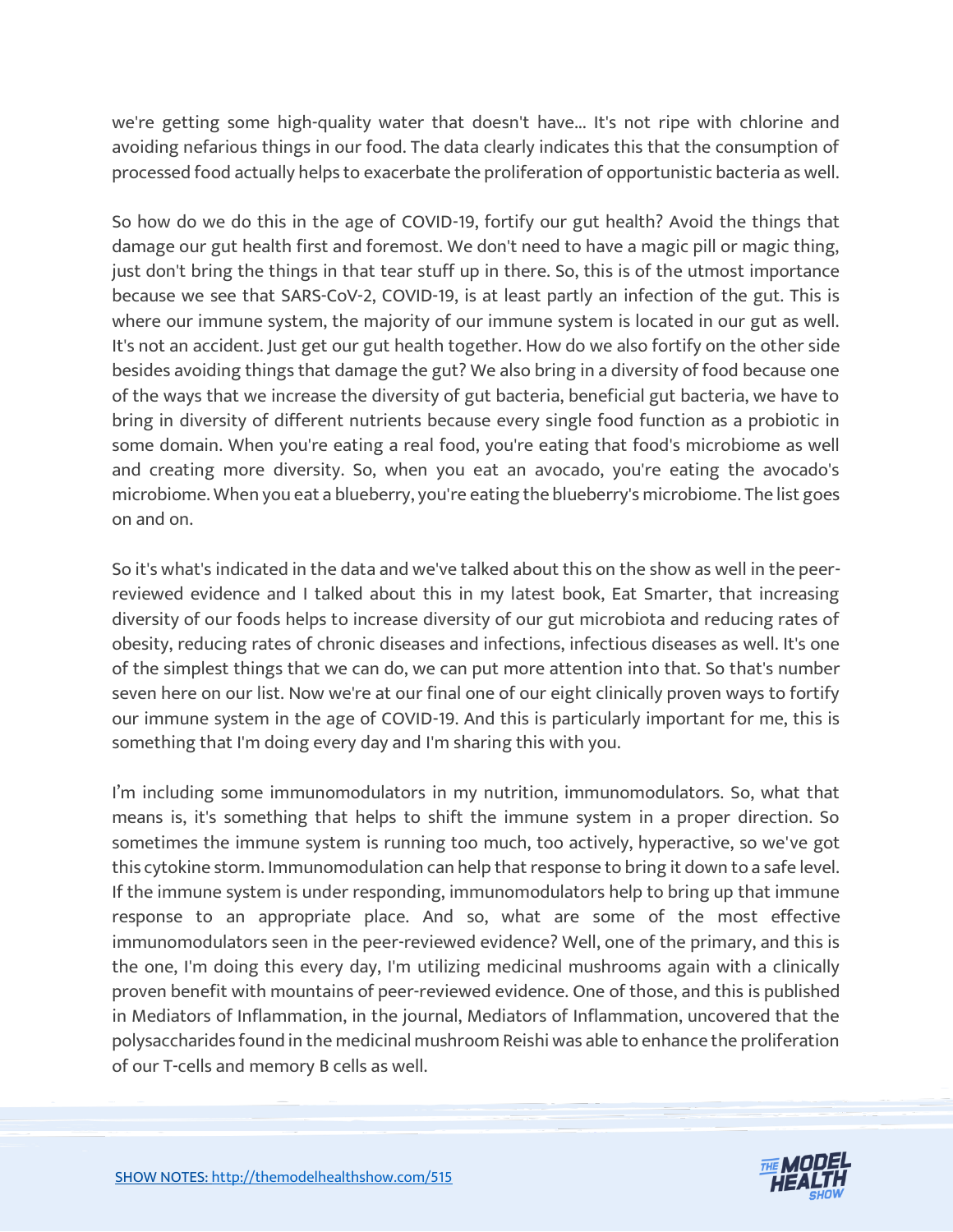we're getting some high-quality water that doesn't have... It's not ripe with chlorine and avoiding nefarious things in our food. The data clearly indicates this that the consumption of processed food actually helps to exacerbate the proliferation of opportunistic bacteria as well.

So how do we do this in the age of COVID-19, fortify our gut health? Avoid the things that damage our gut health first and foremost. We don't need to have a magic pill or magic thing, just don't bring the things in that tear stuff up in there. So, this is of the utmost importance because we see that SARS-CoV-2, COVID-19, is at least partly an infection of the gut. This is where our immune system, the majority of our immune system is located in our gut as well. It's not an accident. Just get our gut health together. How do we also fortify on the other side besides avoiding things that damage the gut? We also bring in a diversity of food because one of the ways that we increase the diversity of gut bacteria, beneficial gut bacteria, we have to bring in diversity of different nutrients because every single food function as a probiotic in some domain. When you're eating a real food, you're eating that food's microbiome as well and creating more diversity. So, when you eat an avocado, you're eating the avocado's microbiome. When you eat a blueberry, you're eating the blueberry's microbiome. The list goes on and on.

So it's what's indicated in the data and we've talked about this on the show as well in the peer-reviewed evidence and I talked about this in my latest book, Eat Smarter, that increasing diversity of our foods helps to increase diversity of our gut microbiota and reducing rates of obesity, reducing rates of chronic diseases and infections, infectious diseases as well. It's one of the simplest things that we can do, we can put more attention into that. So that's number seven here on our list. Now we're at our final one of our eight clinically proven ways to fortify our immune system in the age of COVID-19. And this is particularly important for me, this is something that I'm doing every day and I'm sharing this with you.

I'm including some immunomodulators in my nutrition, immunomodulators. So, what that means is, it's something that helps to shift the immune system in a proper direction. So sometimes the immune system is running too much, too actively, hyperactive, so we've got this cytokine storm. Immunomodulation can help that response to bring it down to a safe level. If the immune system is under responding, immunomodulators help to bring up that immune response to an appropriate place. And so, what are some of the most effective immunomodulators seen in the peer-reviewed evidence? Well, one of the primary, and this is the one, I'm doing this every day, I'm utilizing medicinal mushrooms again with a clinically proven benefit with mountains of peer-reviewed evidence. One of those, and this is published in Mediators of Inflammation, in the journal, Mediators of Inflammation, uncovered that the polysaccharides found in the medicinal mushroom Reishi was able to enhance the proliferation of our T-cells and memory B cells as well.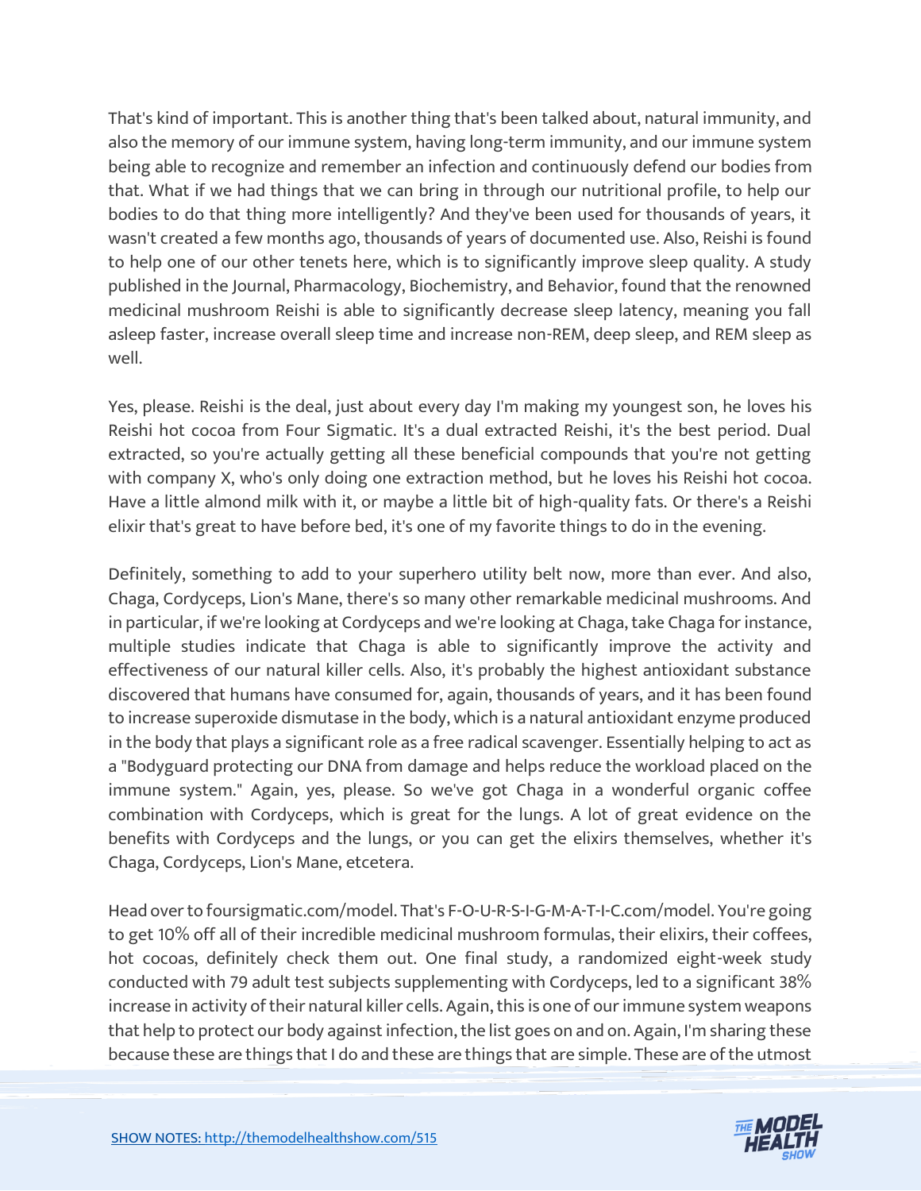That's kind of important. This is another thing that's been talked about, natural immunity, and also the memory of our immune system, having long-term immunity, and our immune system being able to recognize and remember an infection and continuously defend our bodies from that. What if we had things that we can bring in through our nutritional profile, to help our bodies to do that thing more intelligently? And they've been used for thousands of years, it wasn't created a few months ago, thousands of years of documented use. Also, Reishi is found to help one of our other tenets here, which is to significantly improve sleep quality. A study published in the Journal, Pharmacology, Biochemistry, and Behavior, found that the renowned medicinal mushroom Reishi is able to significantly decrease sleep latency, meaning you fall asleep faster, increase overall sleep time and increase non-REM, deep sleep, and REM sleep as well.

Yes, please. Reishi is the deal, just about every day I'm making my youngest son, he loves his Reishi hot cocoa from Four Sigmatic. It's a dual extracted Reishi, it's the best period. Dual extracted, so you're actually getting all these beneficial compounds that you're not getting with company X, who's only doing one extraction method, but he loves his Reishi hot cocoa. Have a little almond milk with it, or maybe a little bit of high-quality fats. Or there's a Reishi elixir that's great to have before bed, it's one of my favorite things to do in the evening.

Definitely, something to add to your superhero utility belt now, more than ever. And also, Chaga, Cordyceps, Lion's Mane, there's so many other remarkable medicinal mushrooms. And in particular, if we're looking at Cordyceps and we're looking at Chaga, take Chaga for instance, multiple studies indicate that Chaga is able to significantly improve the activity and effectiveness of our natural killer cells. Also, it's probably the highest antioxidant substance discovered that humans have consumed for, again, thousands of years, and it has been found to increase superoxide dismutase in the body, which is a natural antioxidant enzyme produced in the body that plays a significant role as a free radical scavenger. Essentially helping to act as a "Bodyguard protecting our DNA from damage and helps reduce the workload placed on the immune system." Again, yes, please. So we've got Chaga in a wonderful organic coffee combination with Cordyceps, which is great for the lungs. A lot of great evidence on the benefits with Cordyceps and the lungs, or you can get the elixirs themselves, whether it's Chaga, Cordyceps, Lion's Mane, etcetera.

Head over to foursigmatic.com/model. That's F-O-U-R-S-I-G-M-A-T-I-C.com/model. You're going to get 10% off all of their incredible medicinal mushroom formulas, their elixirs, their coffees, hot cocoas, definitely check them out. One final study, a randomized eight-week study conducted with 79 adult test subjects supplementing with Cordyceps, led to a significant 38% increase in activity of their natural killer cells. Again, this is one of our immune system weapons that help to protect our body against infection, the list goes on and on. Again, I'm sharing these because these are things that I do and these are things that are simple. These are of the utmost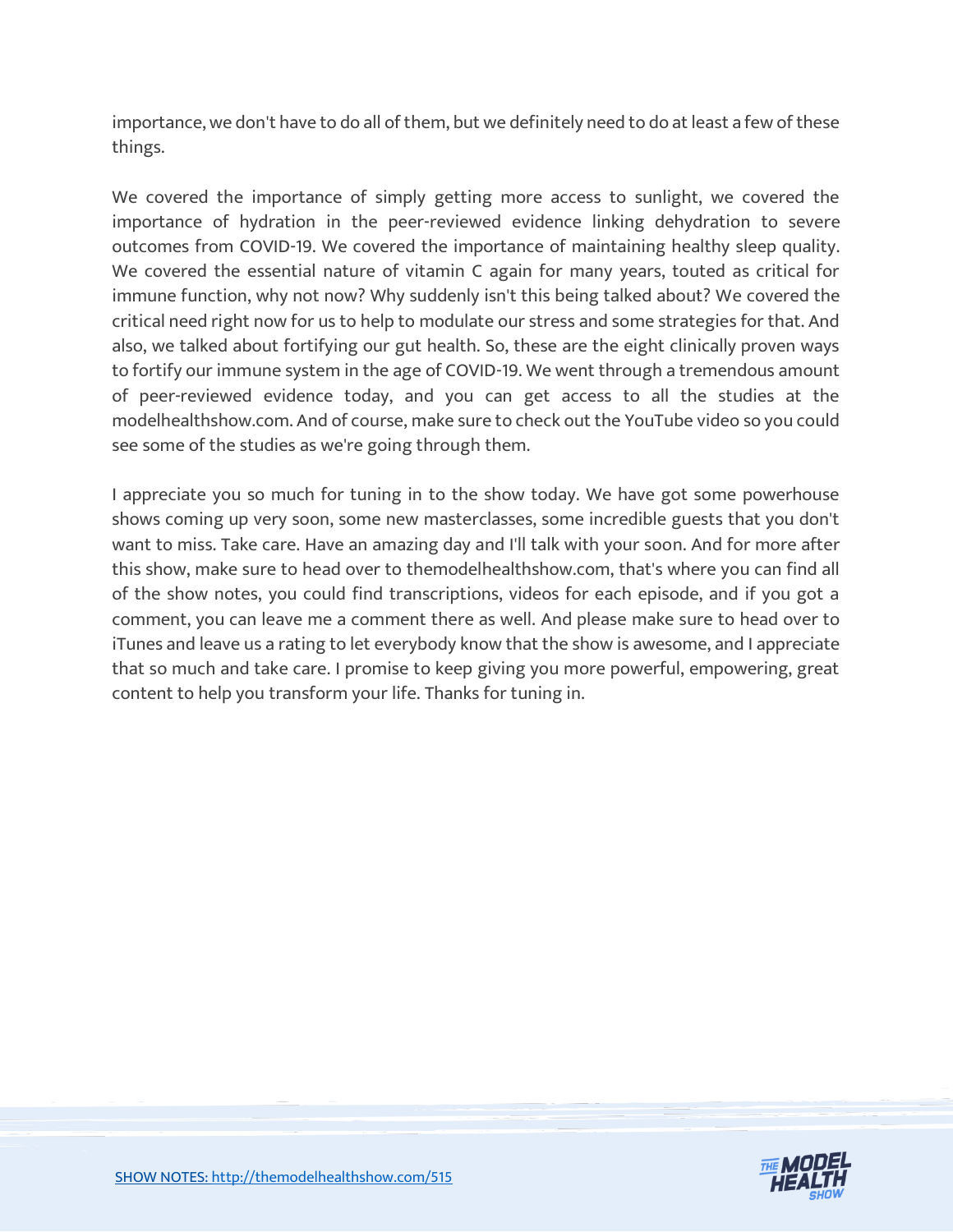importance, we don't have to do all of them, but we definitely need to do at least a few of these things.

We covered the importance of simply getting more access to sunlight, we covered the importance of hydration in the peer-reviewed evidence linking dehydration to severe outcomes from COVID-19. We covered the importance of maintaining healthy sleep quality. We covered the essential nature of vitamin C again for many years, touted as critical for immune function, why not now? Why suddenly isn't this being talked about? We covered the critical need right now for us to help to modulate our stress and some strategies for that. And also, we talked about fortifying our gut health. So, these are the eight clinically proven ways to fortify our immune system in the age of COVID-19. We went through a tremendous amount of peer-reviewed evidence today, and you can get access to all the studies at the modelhealthshow.com. And of course, make sure to check out the YouTube video so you could see some of the studies as we're going through them.

I appreciate you so much for tuning in to the show today. We have got some powerhouse shows coming up very soon, some new masterclasses, some incredible guests that you don't want to miss. Take care. Have an amazing day and I'll talk with your soon. And for more after this show, make sure to head over to themodelhealthshow.com, that's where you can find all of the show notes, you could find transcriptions, videos for each episode, and if you got a comment, you can leave me a comment there as well. And please make sure to head over to iTunes and leave us a rating to let everybody know that the show is awesome, and I appreciate that so much and take care. I promise to keep giving you more powerful, empowering, great content to help you transform your life. Thanks for tuning in.